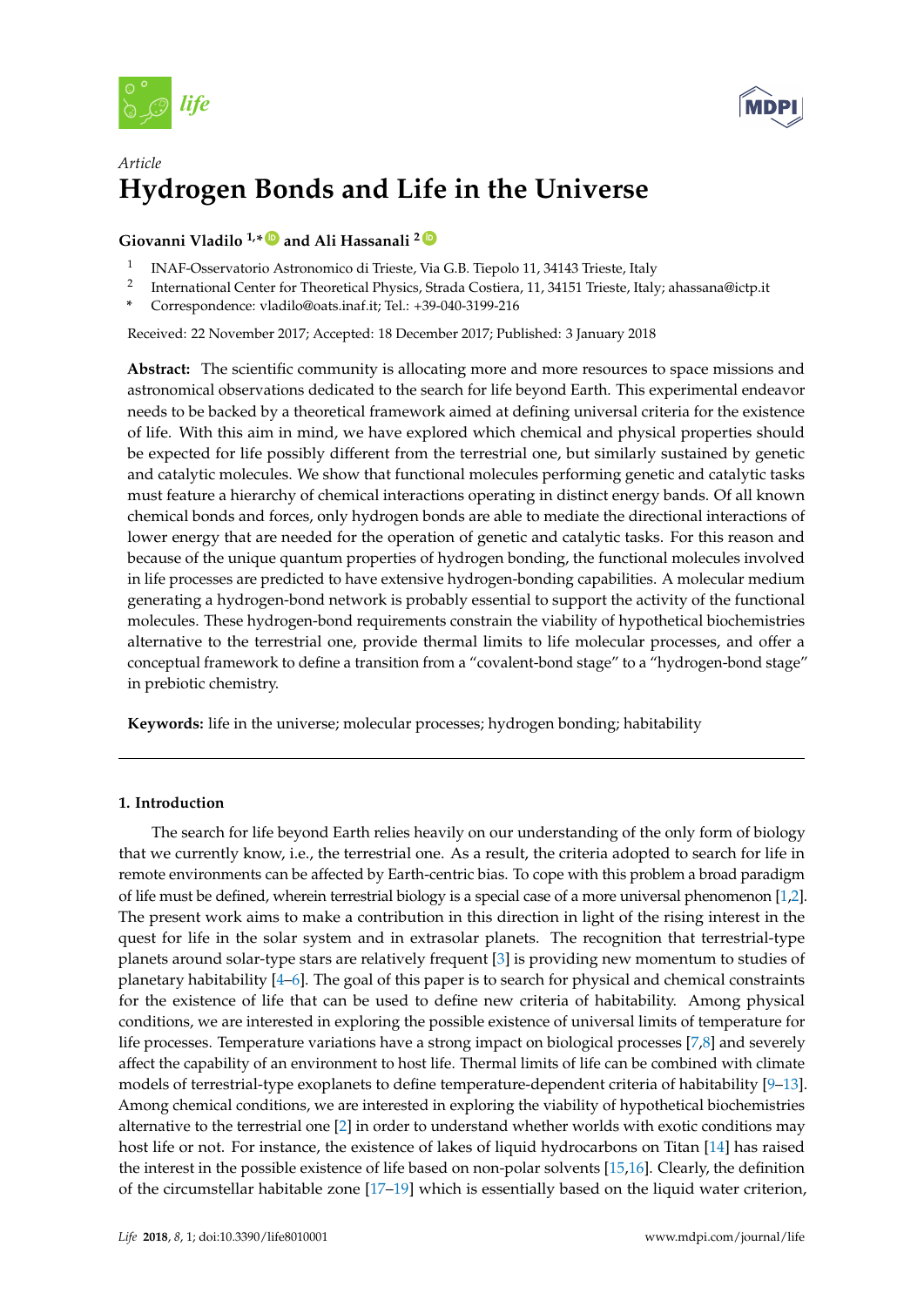*Article*

# Hydrogen Bonds and Life in the Universe

**Giovanni Vladilo [1,*] and Ali Hassanali [2]**

[1] INAF-Osservatorio Astronomico di Trieste, Via G.B. Tiepolo 11, 34143 Trieste, Italy

[2] International Center for Theoretical Physics, Strada Costiera, 11, 34151 Trieste, Italy; ahassana@ictp.it

[*] Correspondence: vladilo@oats.inaf.it; Tel.: +39-040-3199-216

Received: 22 November 2017; Accepted: 18 December 2017; Published: 3 January 2018

**Abstract:** The scientific community is allocating more and more resources to space missions and astronomical observations dedicated to the search for life beyond Earth. This experimental endeavor needs to be backed by a theoretical framework aimed at defining universal criteria for the existence of life. With this aim in mind, we have explored which chemical and physical properties should be expected for life possibly different from the terrestrial one, but similarly sustained by genetic and catalytic molecules. We show that functional molecules performing genetic and catalytic tasks must feature a hierarchy of chemical interactions operating in distinct energy bands. Of all known chemical bonds and forces, only hydrogen bonds are able to mediate the directional interactions of lower energy that are needed for the operation of genetic and catalytic tasks. For this reason and because of the unique quantum properties of hydrogen bonding, the functional molecules involved in life processes are predicted to have extensive hydrogen-bonding capabilities. A molecular medium generating a hydrogen-bond network is probably essential to support the activity of the functional molecules. These hydrogen-bond requirements constrain the viability of hypothetical biochemistries alternative to the terrestrial one, provide thermal limits to life molecular processes, and offer a conceptual framework to define a transition from a "covalent-bond stage" to a "hydrogen-bond stage" in prebiotic chemistry.

**Keywords:** life in the universe; molecular processes; hydrogen bonding; habitability

## 1. Introduction

The search for life beyond Earth relies heavily on our understanding of the only form of biology that we currently know, i.e., the terrestrial one. As a result, the criteria adopted to search for life in remote environments can be affected by Earth-centric bias. To cope with this problem a broad paradigm of life must be defined, wherein terrestrial biology is a special case of a more universal phenomenon [1,2]. The present work aims to make a contribution in this direction in light of the rising interest in the quest for life in the solar system and in extrasolar planets. The recognition that terrestrial-type planets around solar-type stars are relatively frequent [3] is providing new momentum to studies of planetary habitability [4–6]. The goal of this paper is to search for physical and chemical constraints for the existence of life that can be used to define new criteria of habitability. Among physical conditions, we are interested in exploring the possible existence of universal limits of temperature for life processes. Temperature variations have a strong impact on biological processes [7,8] and severely affect the capability of an environment to host life. Thermal limits of life can be combined with climate models of terrestrial-type exoplanets to define temperature-dependent criteria of habitability [9–13]. Among chemical conditions, we are interested in exploring the viability of hypothetical biochemistries alternative to the terrestrial one [2] in order to understand whether worlds with exotic conditions may host life or not. For instance, the existence of lakes of liquid hydrocarbons on Titan [14] has raised the interest in the possible existence of life based on non-polar solvents [15,16]. Clearly, the definition of the circumstellar habitable zone [17–19] which is essentially based on the liquid water criterion,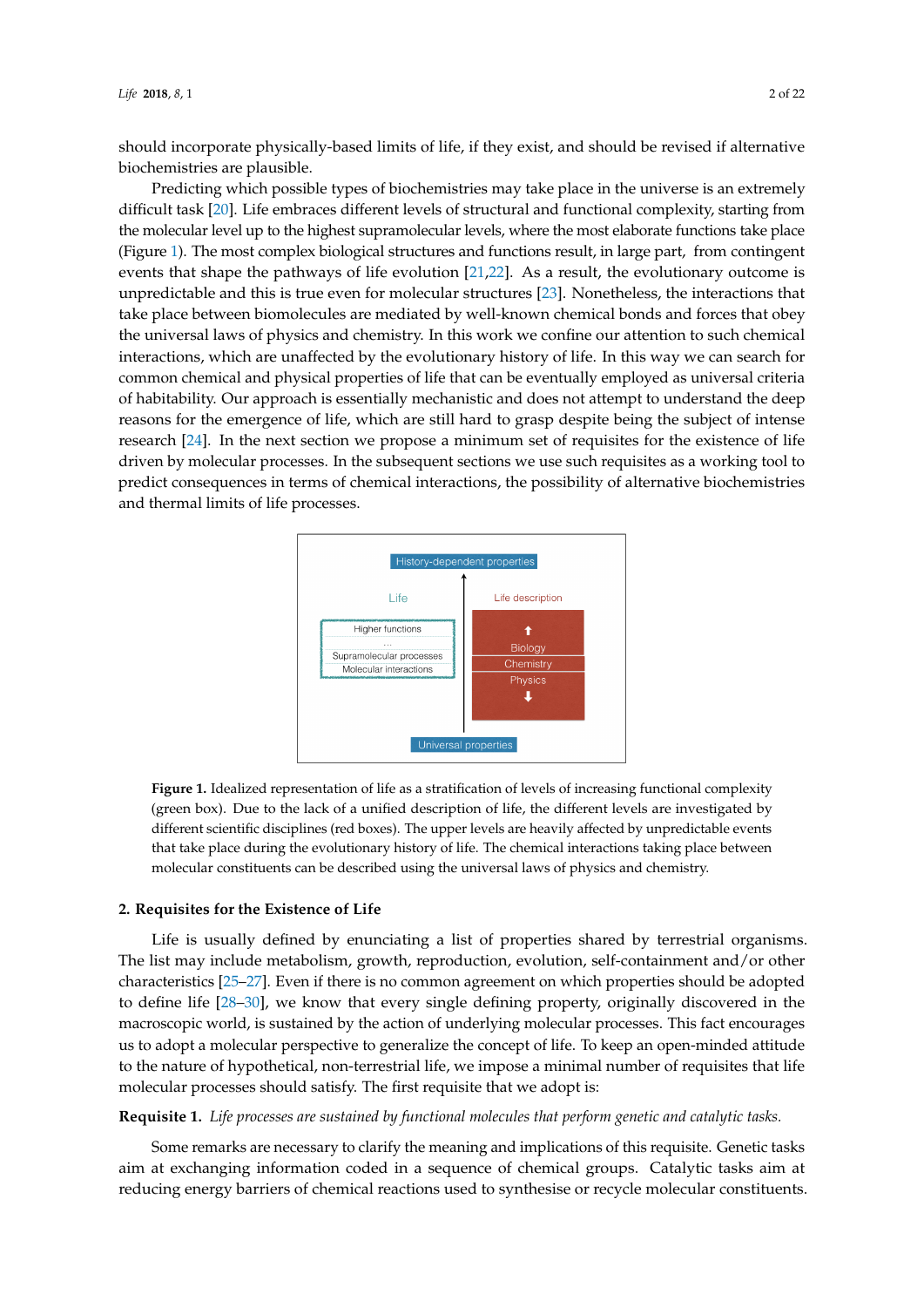should incorporate physically-based limits of life, if they exist, and should be revised if alternative biochemistries are plausible.

Predicting which possible types of biochemistries may take place in the universe is an extremely difficult task [20]. Life embraces different levels of structural and functional complexity, starting from the molecular level up to the highest supramolecular levels, where the most elaborate functions take place (Figure 1). The most complex biological structures and functions result, in large part, from contingent events that shape the pathways of life evolution [21,22]. As a result, the evolutionary outcome is unpredictable and this is true even for molecular structures [23]. Nonetheless, the interactions that take place between biomolecules are mediated by well-known chemical bonds and forces that obey the universal laws of physics and chemistry. In this work we confine our attention to such chemical interactions, which are unaffected by the evolutionary history of life. In this way we can search for common chemical and physical properties of life that can be eventually employed as universal criteria of habitability. Our approach is essentially mechanistic and does not attempt to understand the deep reasons for the emergence of life, which are still hard to grasp despite being the subject of intense research [24]. In the next section we propose a minimum set of requisites for the existence of life driven by molecular processes. In the subsequent sections we use such requisites as a working tool to predict consequences in terms of chemical interactions, the possibility of alternative biochemistries and thermal limits of life processes.

**Figure 1.** Idealized representation of life as a stratification of levels of increasing functional complexity (green box). Due to the lack of a unified description of life, the different levels are investigated by different scientific disciplines (red boxes). The upper levels are heavily affected by unpredictable events that take place during the evolutionary history of life. The chemical interactions taking place between molecular constituents can be described using the universal laws of physics and chemistry.

## 2. Requisites for the Existence of Life

Life is usually defined by enunciating a list of properties shared by terrestrial organisms. The list may include metabolism, growth, reproduction, evolution, self-containment and/or other characteristics [25–27]. Even if there is no common agreement on which properties should be adopted to define life [28–30], we know that every single defining property, originally discovered in the macroscopic world, is sustained by the action of underlying molecular processes. This fact encourages us to adopt a molecular perspective to generalize the concept of life. To keep an open-minded attitude to the nature of hypothetical, non-terrestrial life, we impose a minimal number of requisites that life molecular processes should satisfy. The first requisite that we adopt is:

**Requisite 1.** *Life processes are sustained by functional molecules that perform genetic and catalytic tasks.*

Some remarks are necessary to clarify the meaning and implications of this requisite. Genetic tasks aim at exchanging information coded in a sequence of chemical groups. Catalytic tasks aim at reducing energy barriers of chemical reactions used to synthesise or recycle molecular constituents.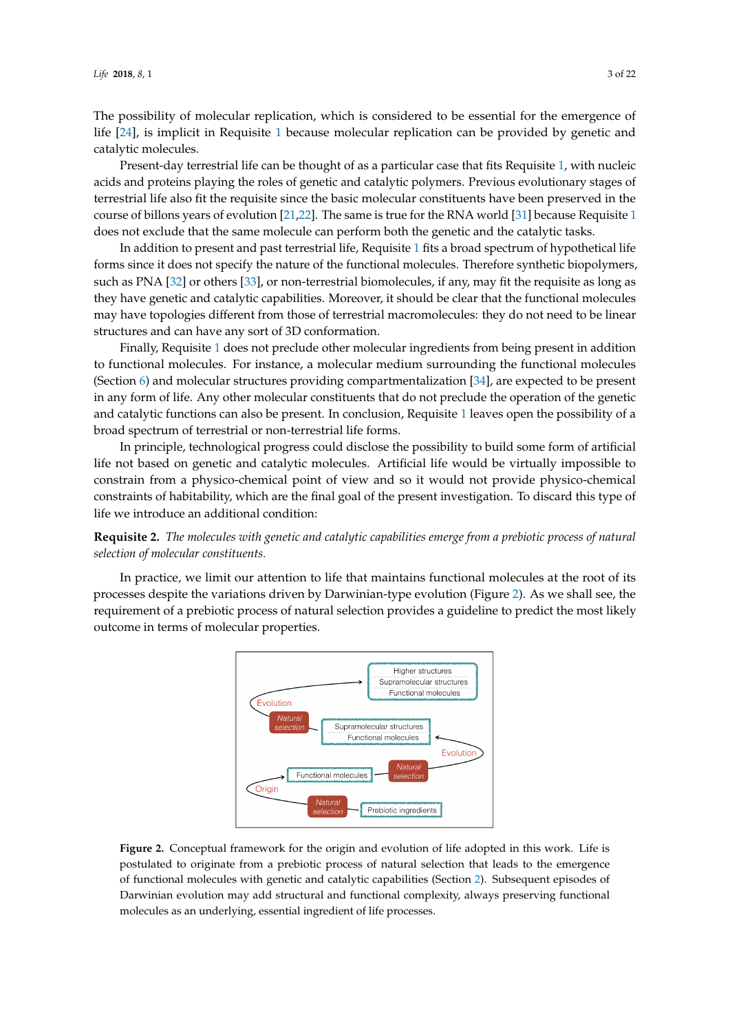The possibility of molecular replication, which is considered to be essential for the emergence of life [24], is implicit in Requisite 1 because molecular replication can be provided by genetic and catalytic molecules.

Present-day terrestrial life can be thought of as a particular case that fits Requisite 1, with nucleic acids and proteins playing the roles of genetic and catalytic polymers. Previous evolutionary stages of terrestrial life also fit the requisite since the basic molecular constituents have been preserved in the course of billons years of evolution [21,22]. The same is true for the RNA world [31] because Requisite 1 does not exclude that the same molecule can perform both the genetic and the catalytic tasks.

In addition to present and past terrestrial life, Requisite 1 fits a broad spectrum of hypothetical life forms since it does not specify the nature of the functional molecules. Therefore synthetic biopolymers, such as PNA [32] or others [33], or non-terrestrial biomolecules, if any, may fit the requisite as long as they have genetic and catalytic capabilities. Moreover, it should be clear that the functional molecules may have topologies different from those of terrestrial macromolecules: they do not need to be linear structures and can have any sort of 3D conformation.

Finally, Requisite 1 does not preclude other molecular ingredients from being present in addition to functional molecules. For instance, a molecular medium surrounding the functional molecules (Section 6) and molecular structures providing compartmentalization [34], are expected to be present in any form of life. Any other molecular constituents that do not preclude the operation of the genetic and catalytic functions can also be present. In conclusion, Requisite 1 leaves open the possibility of a broad spectrum of terrestrial or non-terrestrial life forms.

In principle, technological progress could disclose the possibility to build some form of artificial life not based on genetic and catalytic molecules. Artificial life would be virtually impossible to constrain from a physico-chemical point of view and so it would not provide physico-chemical constraints of habitability, which are the final goal of the present investigation. To discard this type of life we introduce an additional condition:

**Requisite 2.** *The molecules with genetic and catalytic capabilities emerge from a prebiotic process of natural selection of molecular constituents.*

In practice, we limit our attention to life that maintains functional molecules at the root of its processes despite the variations driven by Darwinian-type evolution (Figure 2). As we shall see, the requirement of a prebiotic process of natural selection provides a guideline to predict the most likely outcome in terms of molecular properties.

**Figure 2.** Conceptual framework for the origin and evolution of life adopted in this work. Life is postulated to originate from a prebiotic process of natural selection that leads to the emergence of functional molecules with genetic and catalytic capabilities (Section 2). Subsequent episodes of Darwinian evolution may add structural and functional complexity, always preserving functional molecules as an underlying, essential ingredient of life processes.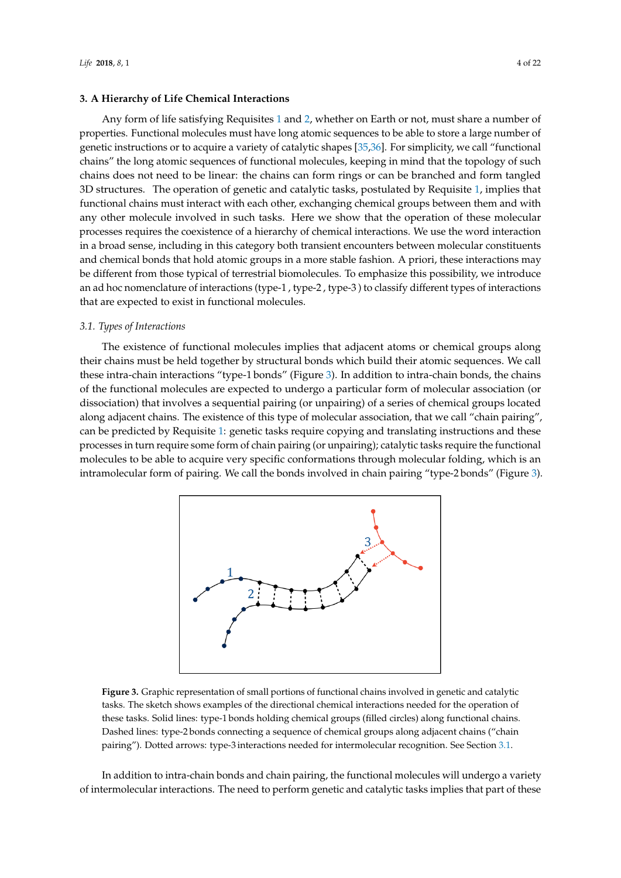## 3. A Hierarchy of Life Chemical Interactions

Any form of life satisfying Requisites 1 and 2, whether on Earth or not, must share a number of properties. Functional molecules must have long atomic sequences to be able to store a large number of genetic instructions or to acquire a variety of catalytic shapes [35,36]. For simplicity, we call "functional chains" the long atomic sequences of functional molecules, keeping in mind that the topology of such chains does not need to be linear: the chains can form rings or can be branched and form tangled 3D structures. The operation of genetic and catalytic tasks, postulated by Requisite 1, implies that functional chains must interact with each other, exchanging chemical groups between them and with any other molecule involved in such tasks. Here we show that the operation of these molecular processes requires the coexistence of a hierarchy of chemical interactions. We use the word interaction in a broad sense, including in this category both transient encounters between molecular constituents and chemical bonds that hold atomic groups in a more stable fashion. A priori, these interactions may be different from those typical of terrestrial biomolecules. To emphasize this possibility, we introduce an ad hoc nomenclature of interactions (type-1, type-2, type-3) to classify different types of interactions that are expected to exist in functional molecules.

### 3.1. Types of Interactions

The existence of functional molecules implies that adjacent atoms or chemical groups along their chains must be held together by structural bonds which build their atomic sequences. We call these intra-chain interactions "type-1 bonds" (Figure 3). In addition to intra-chain bonds, the chains of the functional molecules are expected to undergo a particular form of molecular association (or dissociation) that involves a sequential pairing (or unpairing) of a series of chemical groups located along adjacent chains. The existence of this type of molecular association, that we call "chain pairing", can be predicted by Requisite 1: genetic tasks require copying and translating instructions and these processes in turn require some form of chain pairing (or unpairing); catalytic tasks require the functional molecules to be able to acquire very specific conformations through molecular folding, which is an intramolecular form of pairing. We call the bonds involved in chain pairing "type-2 bonds" (Figure 3).

**Figure 3.** Graphic representation of small portions of functional chains involved in genetic and catalytic tasks. The sketch shows examples of the directional chemical interactions needed for the operation of these tasks. Solid lines: type-1 bonds holding chemical groups (filled circles) along functional chains. Dashed lines: type-2 bonds connecting a sequence of chemical groups along adjacent chains ("chain pairing"). Dotted arrows: type-3 interactions needed for intermolecular recognition. See Section 3.1.

In addition to intra-chain bonds and chain pairing, the functional molecules will undergo a variety of intermolecular interactions. The need to perform genetic and catalytic tasks implies that part of these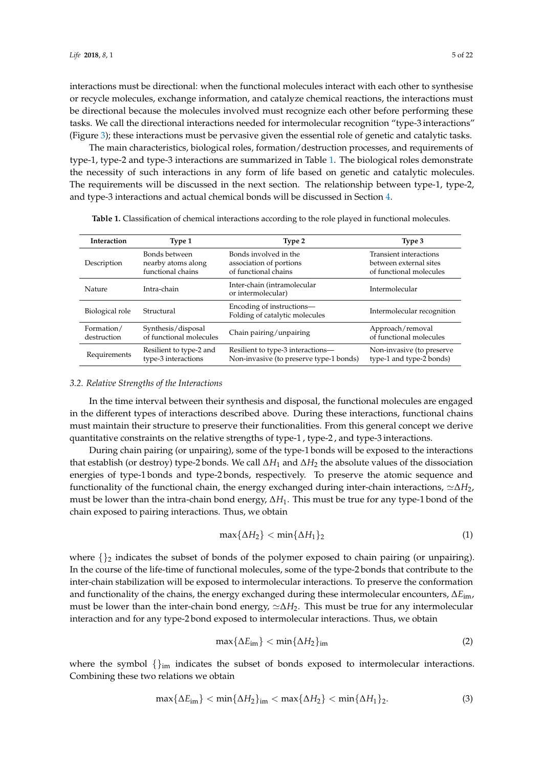interactions must be directional: when the functional molecules interact with each other to synthesise or recycle molecules, exchange information, and catalyze chemical reactions, the interactions must be directional because the molecules involved must recognize each other before performing these tasks. We call the directional interactions needed for intermolecular recognition "type-3 interactions" (Figure 3); these interactions must be pervasive given the essential role of genetic and catalytic tasks.

The main characteristics, biological roles, formation/destruction processes, and requirements of type-1, type-2 and type-3 interactions are summarized in Table 1. The biological roles demonstrate the necessity of such interactions in any form of life based on genetic and catalytic molecules. The requirements will be discussed in the next section. The relationship between type-1, type-2, and type-3 interactions and actual chemical bonds will be discussed in Section 4.

**Table 1.** Classification of chemical interactions according to the role played in functional molecules.

| Interaction | Type 1 | Type 2 | Type 3 |
|---|---|---|---|
| Description | Bonds between nearby atoms along functional chains | Bonds involved in the association of portions of functional chains | Transient interactions between external sites of functional molecules |
| Nature | Intra-chain | Inter-chain (intramolecular or intermolecular) | Intermolecular |
| Biological role | Structural | Encoding of instructions—Folding of catalytic molecules | Intermolecular recognition |
| Formation/destruction | Synthesis/disposal of functional molecules | Chain pairing/unpairing | Approach/removal of functional molecules |
| Requirements | Resilient to type-2 and type-3 interactions | Resilient to type-3 interactions—Non-invasive (to preserve type-1 bonds) | Non-invasive (to preserve type-1 and type-2 bonds) |

### 3.2. Relative Strengths of the Interactions

In the time interval between their synthesis and disposal, the functional molecules are engaged in the different types of interactions described above. During these interactions, functional chains must maintain their structure to preserve their functionalities. From this general concept we derive quantitative constraints on the relative strengths of type-1 , type-2 , and type-3 interactions.

During chain pairing (or unpairing), some of the type-1 bonds will be exposed to the interactions that establish (or destroy) type-2 bonds. We call $\Delta H_1$ and $\Delta H_2$ the absolute values of the dissociation energies of type-1 bonds and type-2 bonds, respectively. To preserve the atomic sequence and functionality of the functional chain, the energy exchanged during inter-chain interactions, $\simeq\Delta H_2$, must be lower than the intra-chain bond energy, $\Delta H_1$. This must be true for any type-1 bond of the chain exposed to pairing interactions. Thus, we obtain

$$\max\{\Delta H_2\} < \min\{\Delta H_1\}_2 \tag{1}$$

where $\{\}_2$ indicates the subset of bonds of the polymer exposed to chain pairing (or unpairing). In the course of the life-time of functional molecules, some of the type-2 bonds that contribute to the inter-chain stabilization will be exposed to intermolecular interactions. To preserve the conformation and functionality of the chains, the energy exchanged during these intermolecular encounters, $\Delta E_{\text{im}}$, must be lower than the inter-chain bond energy, $\simeq\Delta H_2$. This must be true for any intermolecular interaction and for any type-2 bond exposed to intermolecular interactions. Thus, we obtain

$$\max\{\Delta E_{\text{im}}\} < \min\{\Delta H_2\}_{\text{im}} \tag{2}$$

where the symbol $\{\}_{\text{im}}$ indicates the subset of bonds exposed to intermolecular interactions. Combining these two relations we obtain

$$\max\{\Delta E_{\text{im}}\} < \min\{\Delta H_2\}_{\text{im}} < \max\{\Delta H_2\} < \min\{\Delta H_1\}_2. \tag{3}$$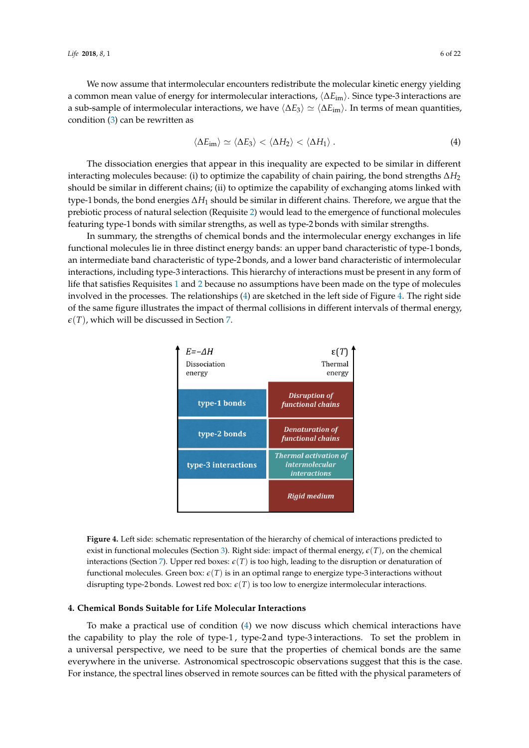We now assume that intermolecular encounters redistribute the molecular kinetic energy yielding a common mean value of energy for intermolecular interactions, $\langle \Delta E_{\rm im} \rangle$. Since type-3 interactions are a sub-sample of intermolecular interactions, we have $\langle \Delta E_3 \rangle \simeq \langle \Delta E_{\rm im} \rangle$. In terms of mean quantities, condition (3) can be rewritten as

$$\langle \Delta E_{\rm im} \rangle \simeq \langle \Delta E_3 \rangle < \langle \Delta H_2 \rangle < \langle \Delta H_1 \rangle \,. \tag{4}$$

The dissociation energies that appear in this inequality are expected to be similar in different interacting molecules because: (i) to optimize the capability of chain pairing, the bond strengths $\Delta H_2$ should be similar in different chains; (ii) to optimize the capability of exchanging atoms linked with type-1 bonds, the bond energies $\Delta H_1$ should be similar in different chains. Therefore, we argue that the prebiotic process of natural selection (Requisite 2) would lead to the emergence of functional molecules featuring type-1 bonds with similar strengths, as well as type-2 bonds with similar strengths.

In summary, the strengths of chemical bonds and the intermolecular energy exchanges in life functional molecules lie in three distinct energy bands: an upper band characteristic of type-1 bonds, an intermediate band characteristic of type-2 bonds, and a lower band characteristic of intermolecular interactions, including type-3 interactions. This hierarchy of interactions must be present in any form of life that satisfies Requisites 1 and 2 because no assumptions have been made on the type of molecules involved in the processes. The relationships (4) are sketched in the left side of Figure 4. The right side of the same figure illustrates the impact of thermal collisions in different intervals of thermal energy, $\epsilon(T)$, which will be discussed in Section 7.

| $E = -\Delta H$ Dissociation energy | $\epsilon(T)$ Thermal energy |
|---|---|
| type-1 bonds | *Disruption of functional chains* |
| type-2 bonds | *Denaturation of functional chains* |
| type-3 interactions | *Thermal activation of intermolecular interactions* |
| | *Rigid medium* |

**Figure 4.** Left side: schematic representation of the hierarchy of chemical of interactions predicted to exist in functional molecules (Section 3). Right side: impact of thermal energy, $\epsilon(T)$, on the chemical interactions (Section 7). Upper red boxes: $\epsilon(T)$ is too high, leading to the disruption or denaturation of functional molecules. Green box: $\epsilon(T)$ is in an optimal range to energize type-3 interactions without disrupting type-2 bonds. Lowest red box: $\epsilon(T)$ is too low to energize intermolecular interactions.

## 4. Chemical Bonds Suitable for Life Molecular Interactions

To make a practical use of condition (4) we now discuss which chemical interactions have the capability to play the role of type-1, type-2 and type-3 interactions. To set the problem in a universal perspective, we need to be sure that the properties of chemical bonds are the same everywhere in the universe. Astronomical spectroscopic observations suggest that this is the case. For instance, the spectral lines observed in remote sources can be fitted with the physical parameters of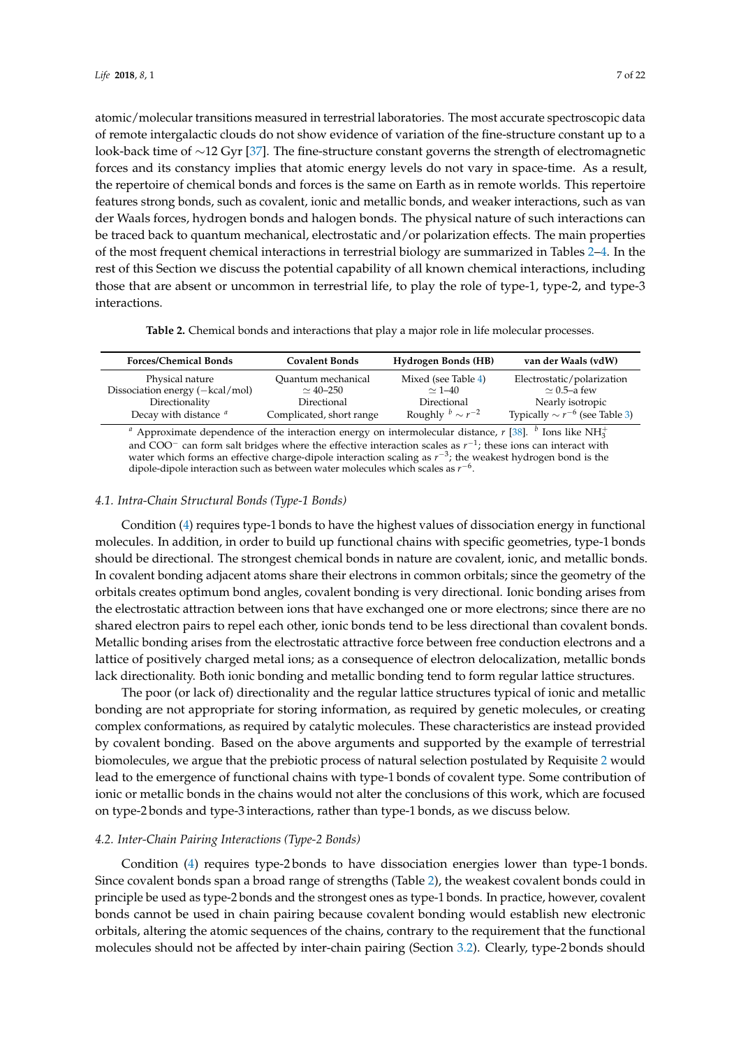atomic/molecular transitions measured in terrestrial laboratories. The most accurate spectroscopic data of remote intergalactic clouds do not show evidence of variation of the fine-structure constant up to a look-back time of ∼12 Gyr [37]. The fine-structure constant governs the strength of electromagnetic forces and its constancy implies that atomic energy levels do not vary in space-time. As a result, the repertoire of chemical bonds and forces is the same on Earth as in remote worlds. This repertoire features strong bonds, such as covalent, ionic and metallic bonds, and weaker interactions, such as van der Waals forces, hydrogen bonds and halogen bonds. The physical nature of such interactions can be traced back to quantum mechanical, electrostatic and/or polarization effects. The main properties of the most frequent chemical interactions in terrestrial biology are summarized in Tables 2–4. In the rest of this Section we discuss the potential capability of all known chemical interactions, including those that are absent or uncommon in terrestrial life, to play the role of type-1, type-2, and type-3 interactions.

**Table 2.** Chemical bonds and interactions that play a major role in life molecular processes.

| Forces/Chemical Bonds | Covalent Bonds | Hydrogen Bonds (HB) | van der Waals (vdW) |
|---|---|---|---|
| Physical nature | Quantum mechanical | Mixed (see Table 4) | Electrostatic/polarization |
| Dissociation energy (−kcal/mol) | $\simeq 40$–$250$ | $\simeq 1$–$40$ | $\simeq 0.5$–a few |
| Directionality | Directional | Directional | Nearly isotropic |
| Decay with distance [a] | Complicated, short range | Roughly [b] $\sim r^{-2}$ | Typically $\sim r^{-6}$ (see Table 3) |

[a] Approximate dependence of the interaction energy on intermolecular distance, $r$ [38]. [b] Ions like $NH_3^+$ and $COO^-$ can form salt bridges where the effective interaction scales as $r^{-1}$; these ions can interact with water which forms an effective charge-dipole interaction scaling as $r^{-3}$; the weakest hydrogen bond is the dipole-dipole interaction such as between water molecules which scales as $r^{-6}$.

### 4.1. Intra-Chain Structural Bonds (Type-1 Bonds)

Condition (4) requires type-1 bonds to have the highest values of dissociation energy in functional molecules. In addition, in order to build up functional chains with specific geometries, type-1 bonds should be directional. The strongest chemical bonds in nature are covalent, ionic, and metallic bonds. In covalent bonding adjacent atoms share their electrons in common orbitals; since the geometry of the orbitals creates optimum bond angles, covalent bonding is very directional. Ionic bonding arises from the electrostatic attraction between ions that have exchanged one or more electrons; since there are no shared electron pairs to repel each other, ionic bonds tend to be less directional than covalent bonds. Metallic bonding arises from the electrostatic attractive force between free conduction electrons and a lattice of positively charged metal ions; as a consequence of electron delocalization, metallic bonds lack directionality. Both ionic bonding and metallic bonding tend to form regular lattice structures.

The poor (or lack of) directionality and the regular lattice structures typical of ionic and metallic bonding are not appropriate for storing information, as required by genetic molecules, or creating complex conformations, as required by catalytic molecules. These characteristics are instead provided by covalent bonding. Based on the above arguments and supported by the example of terrestrial biomolecules, we argue that the prebiotic process of natural selection postulated by Requisite 2 would lead to the emergence of functional chains with type-1 bonds of covalent type. Some contribution of ionic or metallic bonds in the chains would not alter the conclusions of this work, which are focused on type-2 bonds and type-3 interactions, rather than type-1 bonds, as we discuss below.

### 4.2. Inter-Chain Pairing Interactions (Type-2 Bonds)

Condition (4) requires type-2 bonds to have dissociation energies lower than type-1 bonds. Since covalent bonds span a broad range of strengths (Table 2), the weakest covalent bonds could in principle be used as type-2 bonds and the strongest ones as type-1 bonds. In practice, however, covalent bonds cannot be used in chain pairing because covalent bonding would establish new electronic orbitals, altering the atomic sequences of the chains, contrary to the requirement that the functional molecules should not be affected by inter-chain pairing (Section 3.2). Clearly, type-2 bonds should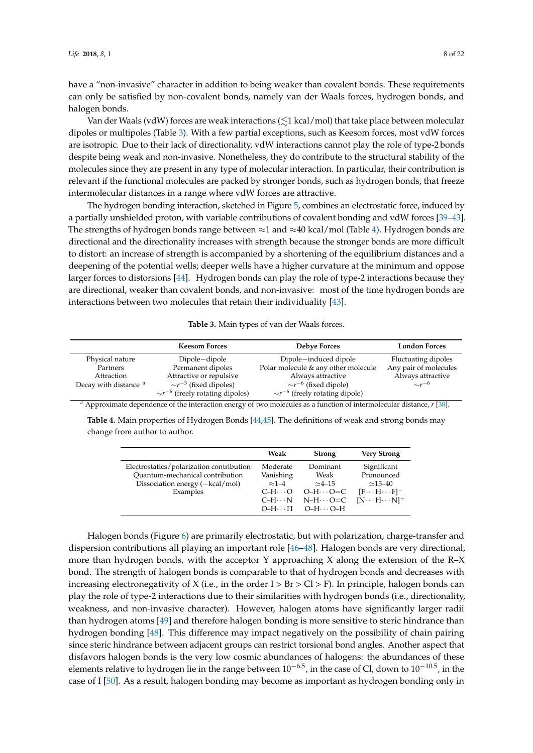have a "non-invasive" character in addition to being weaker than covalent bonds. These requirements can only be satisfied by non-covalent bonds, namely van der Waals forces, hydrogen bonds, and halogen bonds.

Van der Waals (vdW) forces are weak interactions ($\lesssim$1 kcal/mol) that take place between molecular dipoles or multipoles (Table 3). With a few partial exceptions, such as Keesom forces, most vdW forces are isotropic. Due to their lack of directionality, vdW interactions cannot play the role of type-2 bonds despite being weak and non-invasive. Nonetheless, they do contribute to the structural stability of the molecules since they are present in any type of molecular interaction. In particular, their contribution is relevant if the functional molecules are packed by stronger bonds, such as hydrogen bonds, that freeze intermolecular distances in a range where vdW forces are attractive.

The hydrogen bonding interaction, sketched in Figure 5, combines an electrostatic force, induced by a partially unshielded proton, with variable contributions of covalent bonding and vdW forces [39–43]. The strengths of hydrogen bonds range between ≈1 and ≈40 kcal/mol (Table 4). Hydrogen bonds are directional and the directionality increases with strength because the stronger bonds are more difficult to distort: an increase of strength is accompanied by a shortening of the equilibrium distances and a deepening of the potential wells; deeper wells have a higher curvature at the minimum and oppose larger forces to distorsions [44]. Hydrogen bonds can play the role of type-2 interactions because they are directional, weaker than covalent bonds, and non-invasive: most of the time hydrogen bonds are interactions between two molecules that retain their individuality [43].

**Table 3.** Main types of van der Waals forces.

| | Keesom Forces | Debye Forces | London Forces |
|---|---|---|---|
| Physical nature | Dipole−dipole | Dipole−induced dipole | Fluctuating dipoles |
| Partners | Permanent dipoles | Polar molecule & any other molecule | Any pair of molecules |
| Attraction | Attractive or repulsive | Always attractive | Always attractive |
| Decay with distance [a] | $\sim r^{-3}$ (fixed dipoles)<br>$\sim r^{-6}$ (freely rotating dipoles) | $\sim r^{-6}$ (fixed dipole)<br>$\sim r^{-6}$ (freely rotating dipole) | $\sim r^{-6}$ |

[a] Approximate dependence of the interaction energy of two molecules as a function of intermolecular distance, $r$ [38].

**Table 4.** Main properties of Hydrogen Bonds [44,45]. The definitions of weak and strong bonds may change from author to author.

| | Weak | Strong | Very Strong |
|---|---|---|---|
| Electrostatics/polarization contribution | Moderate | Dominant | Significant |
| Quantum-mechanical contribution | Vanishing | Weak | Pronounced |
| Dissociation energy (−kcal/mol) | ≈1–4 | ≃4–15 | ≃15–40 |
| Examples | C–H···O<br>C–H···N<br>O–H···Π | O–H···O=C<br>N–H···O=C<br>O–H···O–H | $[F\cdots H\cdots F]^-$<br>$[N\cdots H\cdots N]^+$ |

Halogen bonds (Figure 6) are primarily electrostatic, but with polarization, charge-transfer and dispersion contributions all playing an important role [46–48]. Halogen bonds are very directional, more than hydrogen bonds, with the acceptor Y approaching X along the extension of the R–X bond. The strength of halogen bonds is comparable to that of hydrogen bonds and decreases with increasing electronegativity of X (i.e., in the order I > Br > Cl > F). In principle, halogen bonds can play the role of type-2 interactions due to their similarities with hydrogen bonds (i.e., directionality, weakness, and non-invasive character). However, halogen atoms have significantly larger radii than hydrogen atoms [49] and therefore halogen bonding is more sensitive to steric hindrance than hydrogen bonding [48]. This difference may impact negatively on the possibility of chain pairing since steric hindrance between adjacent groups can restrict torsional bond angles. Another aspect that disfavors halogen bonds is the very low cosmic abundances of halogens: the abundances of these elements relative to hydrogen lie in the range between $10^{-6.5}$, in the case of Cl, down to $10^{-10.5}$, in the case of I [50]. As a result, halogen bonding may become as important as hydrogen bonding only in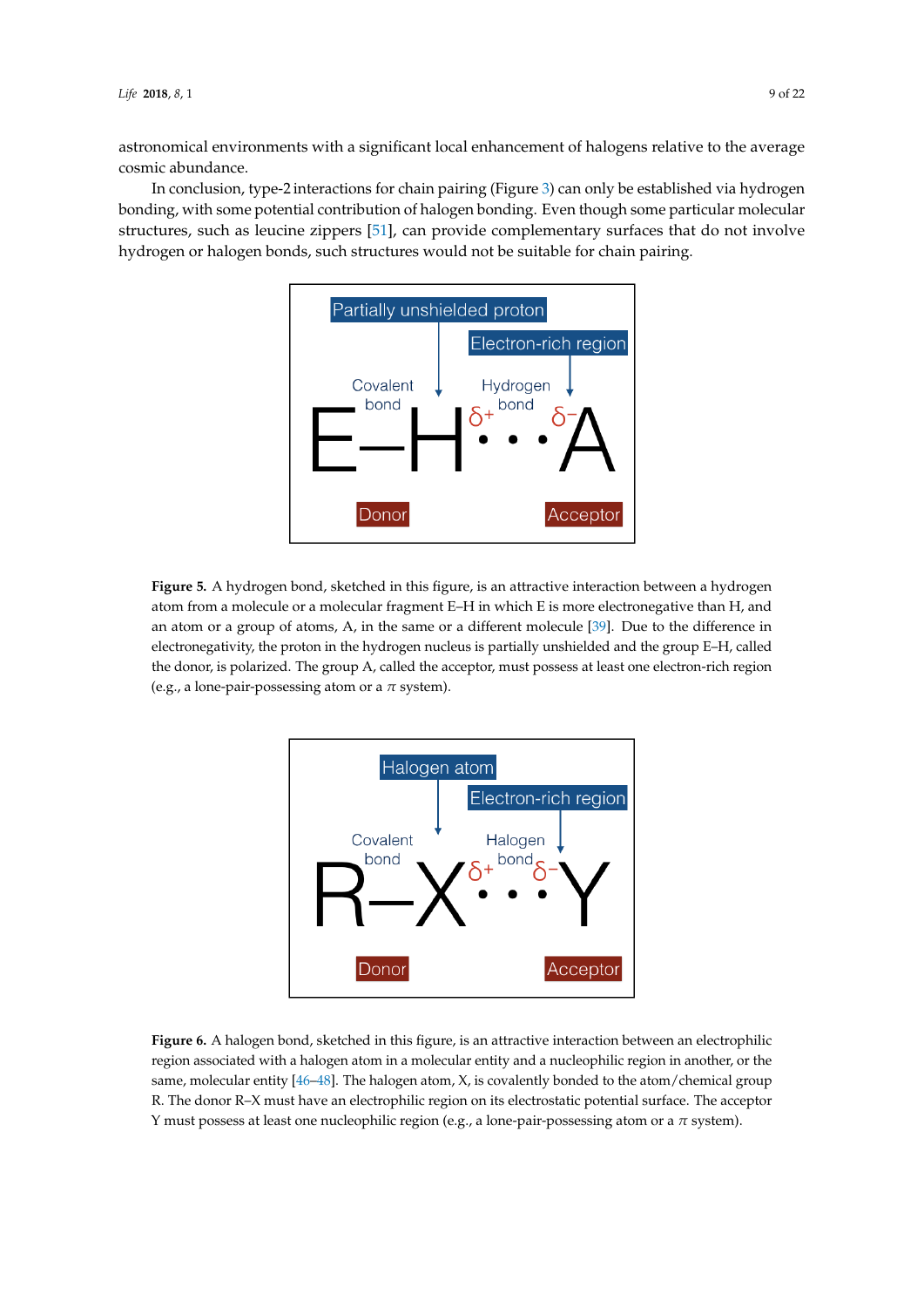astronomical environments with a significant local enhancement of halogens relative to the average cosmic abundance.

In conclusion, type-2 interactions for chain pairing (Figure 3) can only be established via hydrogen bonding, with some potential contribution of halogen bonding. Even though some particular molecular structures, such as leucine zippers [51], can provide complementary surfaces that do not involve hydrogen or halogen bonds, such structures would not be suitable for chain pairing.

**Figure 5.** A hydrogen bond, sketched in this figure, is an attractive interaction between a hydrogen atom from a molecule or a molecular fragment E–H in which E is more electronegative than H, and an atom or a group of atoms, A, in the same or a different molecule [39]. Due to the difference in electronegativity, the proton in the hydrogen nucleus is partially unshielded and the group E–H, called the donor, is polarized. The group A, called the acceptor, must possess at least one electron-rich region (e.g., a lone-pair-possessing atom or a $\pi$ system).

**Figure 6.** A halogen bond, sketched in this figure, is an attractive interaction between an electrophilic region associated with a halogen atom in a molecular entity and a nucleophilic region in another, or the same, molecular entity [46–48]. The halogen atom, X, is covalently bonded to the atom/chemical group R. The donor R–X must have an electrophilic region on its electrostatic potential surface. The acceptor Y must possess at least one nucleophilic region (e.g., a lone-pair-possessing atom or a $\pi$ system).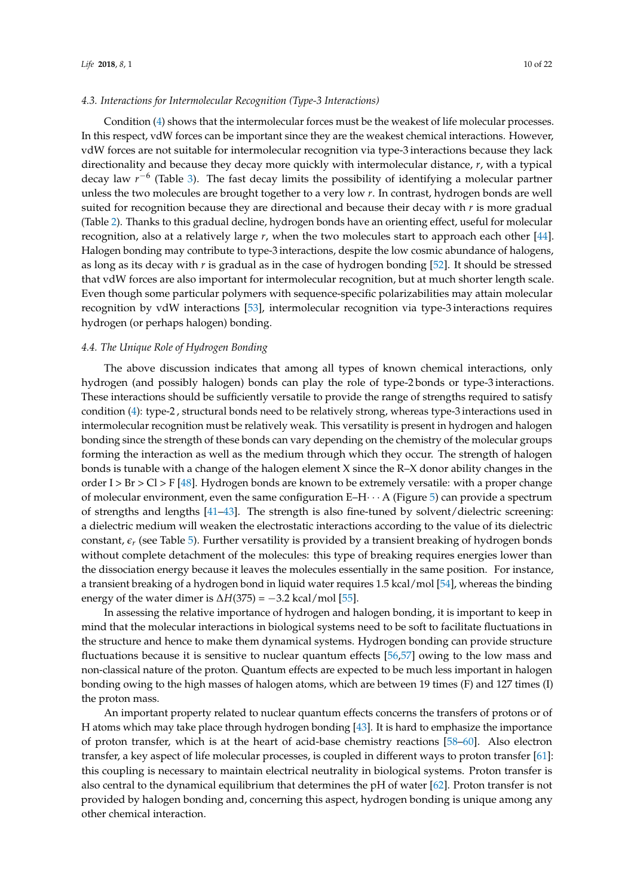### 4.3. Interactions for Intermolecular Recognition (Type-3 Interactions)

Condition (4) shows that the intermolecular forces must be the weakest of life molecular processes. In this respect, vdW forces can be important since they are the weakest chemical interactions. However, vdW forces are not suitable for intermolecular recognition via type-3 interactions because they lack directionality and because they decay more quickly with intermolecular distance, $r$, with a typical decay law $r^{-6}$ (Table 3). The fast decay limits the possibility of identifying a molecular partner unless the two molecules are brought together to a very low $r$. In contrast, hydrogen bonds are well suited for recognition because they are directional and because their decay with $r$ is more gradual (Table 2). Thanks to this gradual decline, hydrogen bonds have an orienting effect, useful for molecular recognition, also at a relatively large $r$, when the two molecules start to approach each other [44]. Halogen bonding may contribute to type-3 interactions, despite the low cosmic abundance of halogens, as long as its decay with $r$ is gradual as in the case of hydrogen bonding [52]. It should be stressed that vdW forces are also important for intermolecular recognition, but at much shorter length scale. Even though some particular polymers with sequence-specific polarizabilities may attain molecular recognition by vdW interactions [53], intermolecular recognition via type-3 interactions requires hydrogen (or perhaps halogen) bonding.

### 4.4. The Unique Role of Hydrogen Bonding

The above discussion indicates that among all types of known chemical interactions, only hydrogen (and possibly halogen) bonds can play the role of type-2 bonds or type-3 interactions. These interactions should be sufficiently versatile to provide the range of strengths required to satisfy condition (4): type-2 , structural bonds need to be relatively strong, whereas type-3 interactions used in intermolecular recognition must be relatively weak. This versatility is present in hydrogen and halogen bonding since the strength of these bonds can vary depending on the chemistry of the molecular groups forming the interaction as well as the medium through which they occur. The strength of halogen bonds is tunable with a change of the halogen element X since the R–X donor ability changes in the order I > Br > Cl > F [48]. Hydrogen bonds are known to be extremely versatile: with a proper change of molecular environment, even the same configuration E–H$\cdots$A (Figure 5) can provide a spectrum of strengths and lengths [41–43]. The strength is also fine-tuned by solvent/dielectric screening: a dielectric medium will weaken the electrostatic interactions according to the value of its dielectric constant, $\epsilon_r$ (see Table 5). Further versatility is provided by a transient breaking of hydrogen bonds without complete detachment of the molecules: this type of breaking requires energies lower than the dissociation energy because it leaves the molecules essentially in the same position. For instance, a transient breaking of a hydrogen bond in liquid water requires 1.5 kcal/mol [54], whereas the binding energy of the water dimer is $\Delta H(375) = -3.2$ kcal/mol [55].

In assessing the relative importance of hydrogen and halogen bonding, it is important to keep in mind that the molecular interactions in biological systems need to be soft to facilitate fluctuations in the structure and hence to make them dynamical systems. Hydrogen bonding can provide structure fluctuations because it is sensitive to nuclear quantum effects [56,57] owing to the low mass and non-classical nature of the proton. Quantum effects are expected to be much less important in halogen bonding owing to the high masses of halogen atoms, which are between 19 times (F) and 127 times (I) the proton mass.

An important property related to nuclear quantum effects concerns the transfers of protons or of H atoms which may take place through hydrogen bonding [43]. It is hard to emphasize the importance of proton transfer, which is at the heart of acid-base chemistry reactions [58–60]. Also electron transfer, a key aspect of life molecular processes, is coupled in different ways to proton transfer [61]: this coupling is necessary to maintain electrical neutrality in biological systems. Proton transfer is also central to the dynamical equilibrium that determines the pH of water [62]. Proton transfer is not provided by halogen bonding and, concerning this aspect, hydrogen bonding is unique among any other chemical interaction.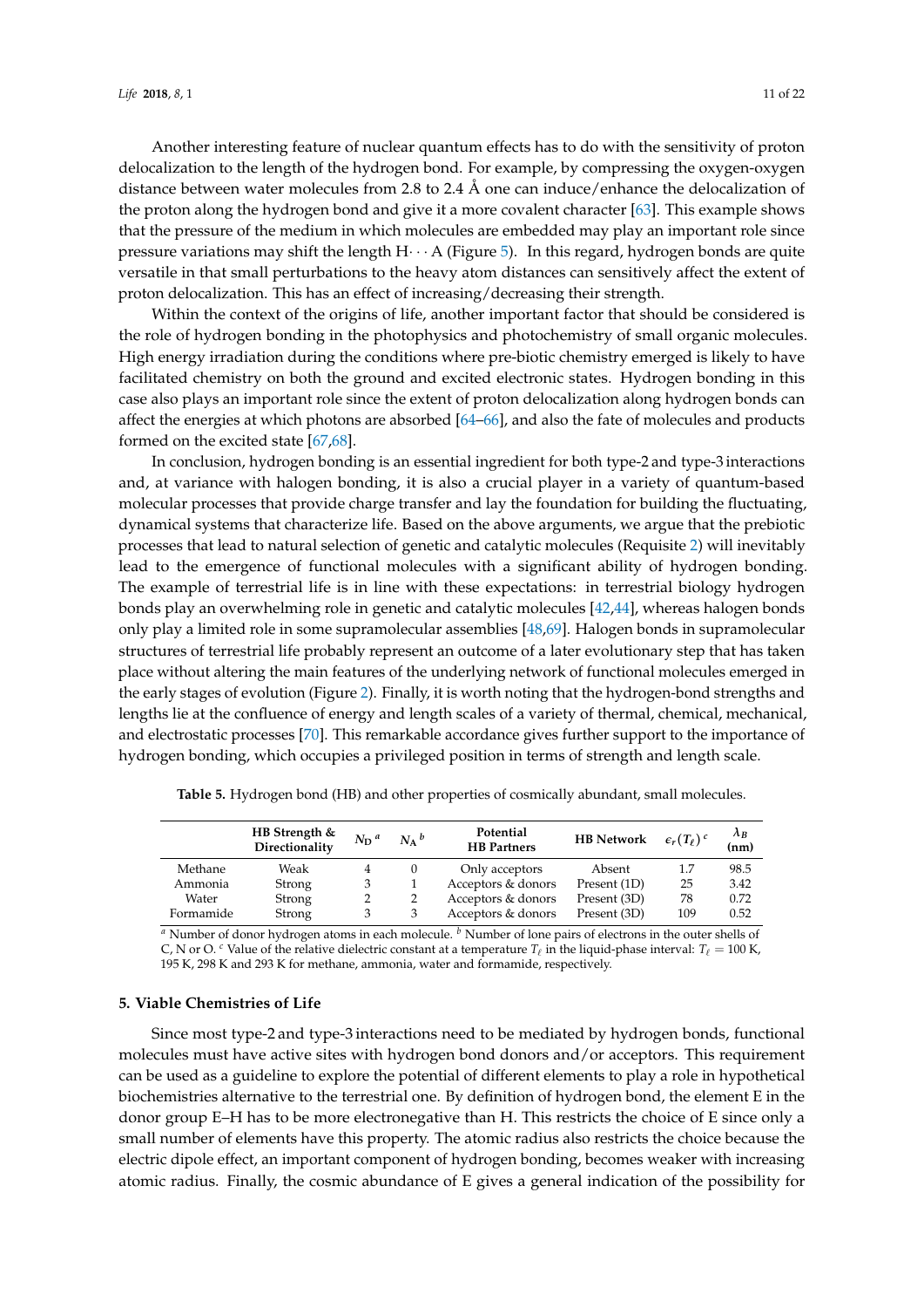Another interesting feature of nuclear quantum effects has to do with the sensitivity of proton delocalization to the length of the hydrogen bond. For example, by compressing the oxygen-oxygen distance between water molecules from 2.8 to 2.4 Å one can induce/enhance the delocalization of the proton along the hydrogen bond and give it a more covalent character [63]. This example shows that the pressure of the medium in which molecules are embedded may play an important role since pressure variations may shift the length H··· A (Figure 5). In this regard, hydrogen bonds are quite versatile in that small perturbations to the heavy atom distances can sensitively affect the extent of proton delocalization. This has an effect of increasing/decreasing their strength.

Within the context of the origins of life, another important factor that should be considered is the role of hydrogen bonding in the photophysics and photochemistry of small organic molecules. High energy irradiation during the conditions where pre-biotic chemistry emerged is likely to have facilitated chemistry on both the ground and excited electronic states. Hydrogen bonding in this case also plays an important role since the extent of proton delocalization along hydrogen bonds can affect the energies at which photons are absorbed [64–66], and also the fate of molecules and products formed on the excited state [67,68].

In conclusion, hydrogen bonding is an essential ingredient for both type-2 and type-3 interactions and, at variance with halogen bonding, it is also a crucial player in a variety of quantum-based molecular processes that provide charge transfer and lay the foundation for building the fluctuating, dynamical systems that characterize life. Based on the above arguments, we argue that the prebiotic processes that lead to natural selection of genetic and catalytic molecules (Requisite 2) will inevitably lead to the emergence of functional molecules with a significant ability of hydrogen bonding. The example of terrestrial life is in line with these expectations: in terrestrial biology hydrogen bonds play an overwhelming role in genetic and catalytic molecules [42,44], whereas halogen bonds only play a limited role in some supramolecular assemblies [48,69]. Halogen bonds in supramolecular structures of terrestrial life probably represent an outcome of a later evolutionary step that has taken place without altering the main features of the underlying network of functional molecules emerged in the early stages of evolution (Figure 2). Finally, it is worth noting that the hydrogen-bond strengths and lengths lie at the confluence of energy and length scales of a variety of thermal, chemical, mechanical, and electrostatic processes [70]. This remarkable accordance gives further support to the importance of hydrogen bonding, which occupies a privileged position in terms of strength and length scale.

**Table 5.** Hydrogen bond (HB) and other properties of cosmically abundant, small molecules.

| | HB Strength & Directionality | $N_D$ [a] | $N_A$ [b] | Potential HB Partners | HB Network | $\epsilon_r(T_\ell)$ [c] | $\lambda_B$ (nm) |
|---|---|---|---|---|---|---|---|
| Methane | Weak | 4 | 0 | Only acceptors | Absent | 1.7 | 98.5 |
| Ammonia | Strong | 3 | 1 | Acceptors & donors | Present (1D) | 25 | 3.42 |
| Water | Strong | 2 | 2 | Acceptors & donors | Present (3D) | 78 | 0.72 |
| Formamide | Strong | 3 | 3 | Acceptors & donors | Present (3D) | 109 | 0.52 |

[a] Number of donor hydrogen atoms in each molecule. [b] Number of lone pairs of electrons in the outer shells of C, N or O. [c] Value of the relative dielectric constant at a temperature $T_\ell$ in the liquid-phase interval: $T_\ell = 100$ K, 195 K, 298 K and 293 K for methane, ammonia, water and formamide, respectively.

## 5. Viable Chemistries of Life

Since most type-2 and type-3 interactions need to be mediated by hydrogen bonds, functional molecules must have active sites with hydrogen bond donors and/or acceptors. This requirement can be used as a guideline to explore the potential of different elements to play a role in hypothetical biochemistries alternative to the terrestrial one. By definition of hydrogen bond, the element E in the donor group E–H has to be more electronegative than H. This restricts the choice of E since only a small number of elements have this property. The atomic radius also restricts the choice because the electric dipole effect, an important component of hydrogen bonding, becomes weaker with increasing atomic radius. Finally, the cosmic abundance of E gives a general indication of the possibility for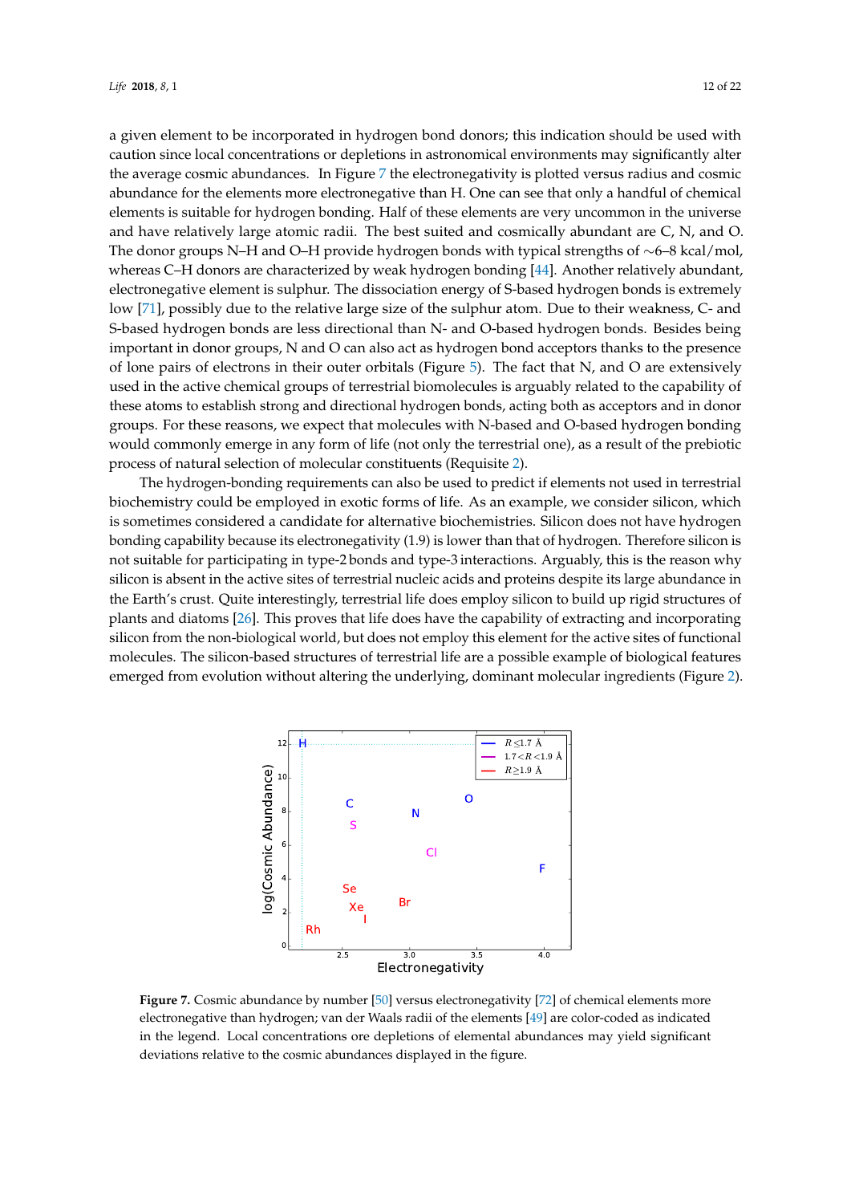a given element to be incorporated in hydrogen bond donors; this indication should be used with caution since local concentrations or depletions in astronomical environments may significantly alter the average cosmic abundances. In Figure 7 the electronegativity is plotted versus radius and cosmic abundance for the elements more electronegative than H. One can see that only a handful of chemical elements is suitable for hydrogen bonding. Half of these elements are very uncommon in the universe and have relatively large atomic radii. The best suited and cosmically abundant are C, N, and O. The donor groups N–H and O–H provide hydrogen bonds with typical strengths of ∼6–8 kcal/mol, whereas C–H donors are characterized by weak hydrogen bonding [44]. Another relatively abundant, electronegative element is sulphur. The dissociation energy of S-based hydrogen bonds is extremely low [71], possibly due to the relative large size of the sulphur atom. Due to their weakness, C- and S-based hydrogen bonds are less directional than N- and O-based hydrogen bonds. Besides being important in donor groups, N and O can also act as hydrogen bond acceptors thanks to the presence of lone pairs of electrons in their outer orbitals (Figure 5). The fact that N, and O are extensively used in the active chemical groups of terrestrial biomolecules is arguably related to the capability of these atoms to establish strong and directional hydrogen bonds, acting both as acceptors and in donor groups. For these reasons, we expect that molecules with N-based and O-based hydrogen bonding would commonly emerge in any form of life (not only the terrestrial one), as a result of the prebiotic process of natural selection of molecular constituents (Requisite 2).

The hydrogen-bonding requirements can also be used to predict if elements not used in terrestrial biochemistry could be employed in exotic forms of life. As an example, we consider silicon, which is sometimes considered a candidate for alternative biochemistries. Silicon does not have hydrogen bonding capability because its electronegativity (1.9) is lower than that of hydrogen. Therefore silicon is not suitable for participating in type-2 bonds and type-3 interactions. Arguably, this is the reason why silicon is absent in the active sites of terrestrial nucleic acids and proteins despite its large abundance in the Earth's crust. Quite interestingly, terrestrial life does employ silicon to build up rigid structures of plants and diatoms [26]. This proves that life does have the capability of extracting and incorporating silicon from the non-biological world, but does not employ this element for the active sites of functional molecules. The silicon-based structures of terrestrial life are a possible example of biological features emerged from evolution without altering the underlying, dominant molecular ingredients (Figure 2).

**Figure 7.** Cosmic abundance by number [50] versus electronegativity [72] of chemical elements more electronegative than hydrogen; van der Waals radii of the elements [49] are color-coded as indicated in the legend. Local concentrations ore depletions of elemental abundances may yield significant deviations relative to the cosmic abundances displayed in the figure.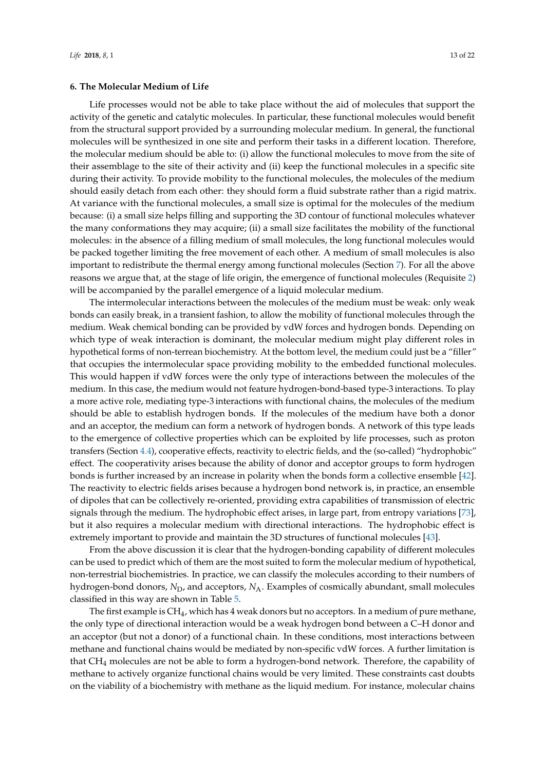## 6. The Molecular Medium of Life

Life processes would not be able to take place without the aid of molecules that support the activity of the genetic and catalytic molecules. In particular, these functional molecules would benefit from the structural support provided by a surrounding molecular medium. In general, the functional molecules will be synthesized in one site and perform their tasks in a different location. Therefore, the molecular medium should be able to: (i) allow the functional molecules to move from the site of their assemblage to the site of their activity and (ii) keep the functional molecules in a specific site during their activity. To provide mobility to the functional molecules, the molecules of the medium should easily detach from each other: they should form a fluid substrate rather than a rigid matrix. At variance with the functional molecules, a small size is optimal for the molecules of the medium because: (i) a small size helps filling and supporting the 3D contour of functional molecules whatever the many conformations they may acquire; (ii) a small size facilitates the mobility of the functional molecules: in the absence of a filling medium of small molecules, the long functional molecules would be packed together limiting the free movement of each other. A medium of small molecules is also important to redistribute the thermal energy among functional molecules (Section 7). For all the above reasons we argue that, at the stage of life origin, the emergence of functional molecules (Requisite 2) will be accompanied by the parallel emergence of a liquid molecular medium.

The intermolecular interactions between the molecules of the medium must be weak: only weak bonds can easily break, in a transient fashion, to allow the mobility of functional molecules through the medium. Weak chemical bonding can be provided by vdW forces and hydrogen bonds. Depending on which type of weak interaction is dominant, the molecular medium might play different roles in hypothetical forms of non-terrean biochemistry. At the bottom level, the medium could just be a "filler" that occupies the intermolecular space providing mobility to the embedded functional molecules. This would happen if vdW forces were the only type of interactions between the molecules of the medium. In this case, the medium would not feature hydrogen-bond-based type-3 interactions. To play a more active role, mediating type-3 interactions with functional chains, the molecules of the medium should be able to establish hydrogen bonds. If the molecules of the medium have both a donor and an acceptor, the medium can form a network of hydrogen bonds. A network of this type leads to the emergence of collective properties which can be exploited by life processes, such as proton transfers (Section 4.4), cooperative effects, reactivity to electric fields, and the (so-called) "hydrophobic" effect. The cooperativity arises because the ability of donor and acceptor groups to form hydrogen bonds is further increased by an increase in polarity when the bonds form a collective ensemble [42]. The reactivity to electric fields arises because a hydrogen bond network is, in practice, an ensemble of dipoles that can be collectively re-oriented, providing extra capabilities of transmission of electric signals through the medium. The hydrophobic effect arises, in large part, from entropy variations [73], but it also requires a molecular medium with directional interactions. The hydrophobic effect is extremely important to provide and maintain the 3D structures of functional molecules [43].

From the above discussion it is clear that the hydrogen-bonding capability of different molecules can be used to predict which of them are the most suited to form the molecular medium of hypothetical, non-terrestrial biochemistries. In practice, we can classify the molecules according to their numbers of hydrogen-bond donors, $N_D$, and acceptors, $N_A$. Examples of cosmically abundant, small molecules classified in this way are shown in Table 5.

The first example is $CH_4$, which has 4 weak donors but no acceptors. In a medium of pure methane, the only type of directional interaction would be a weak hydrogen bond between a C–H donor and an acceptor (but not a donor) of a functional chain. In these conditions, most interactions between methane and functional chains would be mediated by non-specific vdW forces. A further limitation is that $CH_4$ molecules are not be able to form a hydrogen-bond network. Therefore, the capability of methane to actively organize functional chains would be very limited. These constraints cast doubts on the viability of a biochemistry with methane as the liquid medium. For instance, molecular chains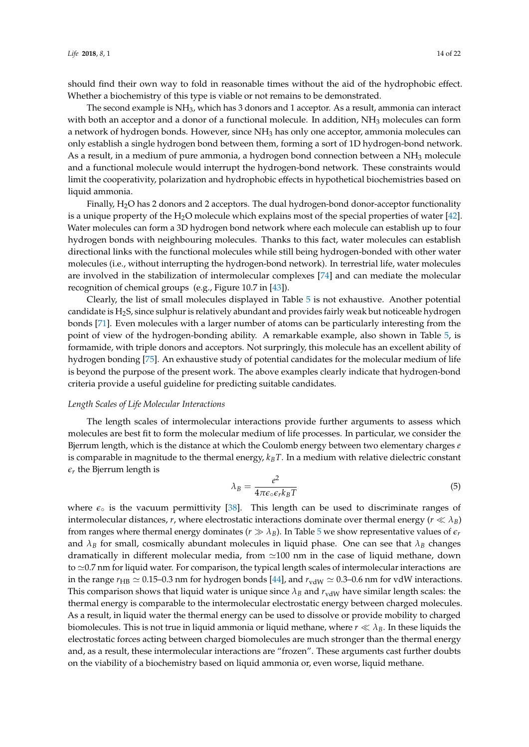should find their own way to fold in reasonable times without the aid of the hydrophobic effect. Whether a biochemistry of this type is viable or not remains to be demonstrated.

The second example is $NH_3$, which has 3 donors and 1 acceptor. As a result, ammonia can interact with both an acceptor and a donor of a functional molecule. In addition, $NH_3$ molecules can form a network of hydrogen bonds. However, since $NH_3$ has only one acceptor, ammonia molecules can only establish a single hydrogen bond between them, forming a sort of 1D hydrogen-bond network. As a result, in a medium of pure ammonia, a hydrogen bond connection between a $NH_3$ molecule and a functional molecule would interrupt the hydrogen-bond network. These constraints would limit the cooperativity, polarization and hydrophobic effects in hypothetical biochemistries based on liquid ammonia.

Finally, $H_2O$ has 2 donors and 2 acceptors. The dual hydrogen-bond donor-acceptor functionality is a unique property of the $H_2O$ molecule which explains most of the special properties of water [42]. Water molecules can form a 3D hydrogen bond network where each molecule can establish up to four hydrogen bonds with neighbouring molecules. Thanks to this fact, water molecules can establish directional links with the functional molecules while still being hydrogen-bonded with other water molecules (i.e., without interrupting the hydrogen-bond network). In terrestrial life, water molecules are involved in the stabilization of intermolecular complexes [74] and can mediate the molecular recognition of chemical groups (e.g., Figure 10.7 in [43]).

Clearly, the list of small molecules displayed in Table 5 is not exhaustive. Another potential candidate is $H_2S$, since sulphur is relatively abundant and provides fairly weak but noticeable hydrogen bonds [71]. Even molecules with a larger number of atoms can be particularly interesting from the point of view of the hydrogen-bonding ability. A remarkable example, also shown in Table 5, is formamide, with triple donors and acceptors. Not surprisingly, this molecule has an excellent ability of hydrogen bonding [75]. An exhaustive study of potential candidates for the molecular medium of life is beyond the purpose of the present work. The above examples clearly indicate that hydrogen-bond criteria provide a useful guideline for predicting suitable candidates.

*Length Scales of Life Molecular Interactions*

The length scales of intermolecular interactions provide further arguments to assess which molecules are best fit to form the molecular medium of life processes. In particular, we consider the Bjerrum length, which is the distance at which the Coulomb energy between two elementary charges $e$ is comparable in magnitude to the thermal energy, $k_B T$. In a medium with relative dielectric constant $\epsilon_r$ the Bjerrum length is

$$\lambda_B = \frac{e^2}{4\pi\epsilon_\circ\epsilon_r k_B T} \tag{5}$$

where $\epsilon_\circ$ is the vacuum permittivity [38]. This length can be used to discriminate ranges of intermolecular distances, $r$, where electrostatic interactions dominate over thermal energy ($r \ll \lambda_B$) from ranges where thermal energy dominates ($r \gg \lambda_B$). In Table 5 we show representative values of $\epsilon_r$ and $\lambda_B$ for small, cosmically abundant molecules in liquid phase. One can see that $\lambda_B$ changes dramatically in different molecular media, from $\simeq$100 nm in the case of liquid methane, down to $\simeq$0.7 nm for liquid water. For comparison, the typical length scales of intermolecular interactions are in the range $r_{\rm HB} \simeq$ 0.15–0.3 nm for hydrogen bonds [44], and $r_{\rm vdW} \simeq$ 0.3–0.6 nm for vdW interactions. This comparison shows that liquid water is unique since $\lambda_B$ and $r_{\rm vdW}$ have similar length scales: the thermal energy is comparable to the intermolecular electrostatic energy between charged molecules. As a result, in liquid water the thermal energy can be used to dissolve or provide mobility to charged biomolecules. This is not true in liquid ammonia or liquid methane, where $r \ll \lambda_B$. In these liquids the electrostatic forces acting between charged biomolecules are much stronger than the thermal energy and, as a result, these intermolecular interactions are "frozen". These arguments cast further doubts on the viability of a biochemistry based on liquid ammonia or, even worse, liquid methane.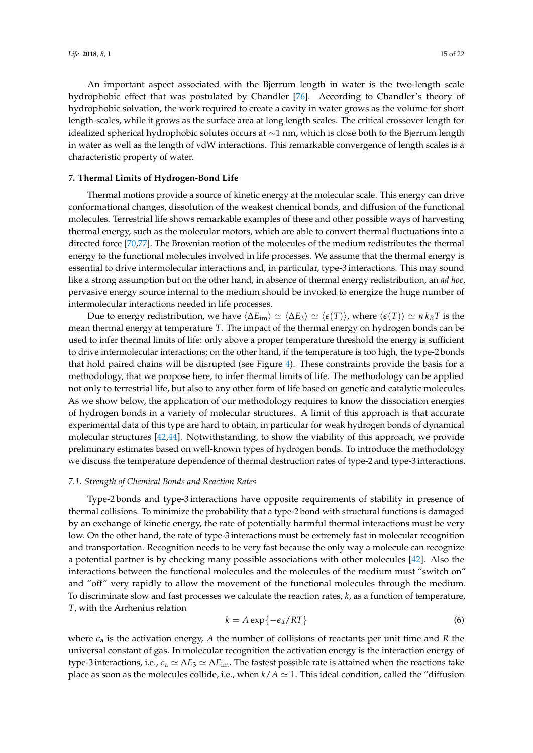An important aspect associated with the Bjerrum length in water is the two-length scale hydrophobic effect that was postulated by Chandler [76]. According to Chandler's theory of hydrophobic solvation, the work required to create a cavity in water grows as the volume for short length-scales, while it grows as the surface area at long length scales. The critical crossover length for idealized spherical hydrophobic solutes occurs at ∼1 nm, which is close both to the Bjerrum length in water as well as the length of vdW interactions. This remarkable convergence of length scales is a characteristic property of water.

## 7. Thermal Limits of Hydrogen-Bond Life

Thermal motions provide a source of kinetic energy at the molecular scale. This energy can drive conformational changes, dissolution of the weakest chemical bonds, and diffusion of the functional molecules. Terrestrial life shows remarkable examples of these and other possible ways of harvesting thermal energy, such as the molecular motors, which are able to convert thermal fluctuations into a directed force [70,77]. The Brownian motion of the molecules of the medium redistributes the thermal energy to the functional molecules involved in life processes. We assume that the thermal energy is essential to drive intermolecular interactions and, in particular, type-3 interactions. This may sound like a strong assumption but on the other hand, in absence of thermal energy redistribution, an *ad hoc*, pervasive energy source internal to the medium should be invoked to energize the huge number of intermolecular interactions needed in life processes.

Due to energy redistribution, we have $\langle \Delta E_{\rm im} \rangle \simeq \langle \Delta E_3 \rangle \simeq \langle \epsilon(T) \rangle$, where $\langle \epsilon(T) \rangle \simeq n\, k_B T$ is the mean thermal energy at temperature $T$. The impact of the thermal energy on hydrogen bonds can be used to infer thermal limits of life: only above a proper temperature threshold the energy is sufficient to drive intermolecular interactions; on the other hand, if the temperature is too high, the type-2 bonds that hold paired chains will be disrupted (see Figure 4). These constraints provide the basis for a methodology, that we propose here, to infer thermal limits of life. The methodology can be applied not only to terrestrial life, but also to any other form of life based on genetic and catalytic molecules. As we show below, the application of our methodology requires to know the dissociation energies of hydrogen bonds in a variety of molecular structures. A limit of this approach is that accurate experimental data of this type are hard to obtain, in particular for weak hydrogen bonds of dynamical molecular structures [42,44]. Notwithstanding, to show the viability of this approach, we provide preliminary estimates based on well-known types of hydrogen bonds. To introduce the methodology we discuss the temperature dependence of thermal destruction rates of type-2 and type-3 interactions.

### 7.1. Strength of Chemical Bonds and Reaction Rates

Type-2 bonds and type-3 interactions have opposite requirements of stability in presence of thermal collisions. To minimize the probability that a type-2 bond with structural functions is damaged by an exchange of kinetic energy, the rate of potentially harmful thermal interactions must be very low. On the other hand, the rate of type-3 interactions must be extremely fast in molecular recognition and transportation. Recognition needs to be very fast because the only way a molecule can recognize a potential partner is by checking many possible associations with other molecules [42]. Also the interactions between the functional molecules and the molecules of the medium must "switch on" and "off" very rapidly to allow the movement of the functional molecules through the medium. To discriminate slow and fast processes we calculate the reaction rates, $k$, as a function of temperature, $T$, with the Arrhenius relation

$$k = A \exp\{-\epsilon_{\rm a}/RT\} \tag{6}$$

where $\epsilon_{\rm a}$ is the activation energy, $A$ the number of collisions of reactants per unit time and $R$ the universal constant of gas. In molecular recognition the activation energy is the interaction energy of type-3 interactions, i.e., $\epsilon_{\rm a} \simeq \Delta E_3 \simeq \Delta E_{\rm im}$. The fastest possible rate is attained when the reactions take place as soon as the molecules collide, i.e., when $k/A \simeq 1$. This ideal condition, called the "diffusion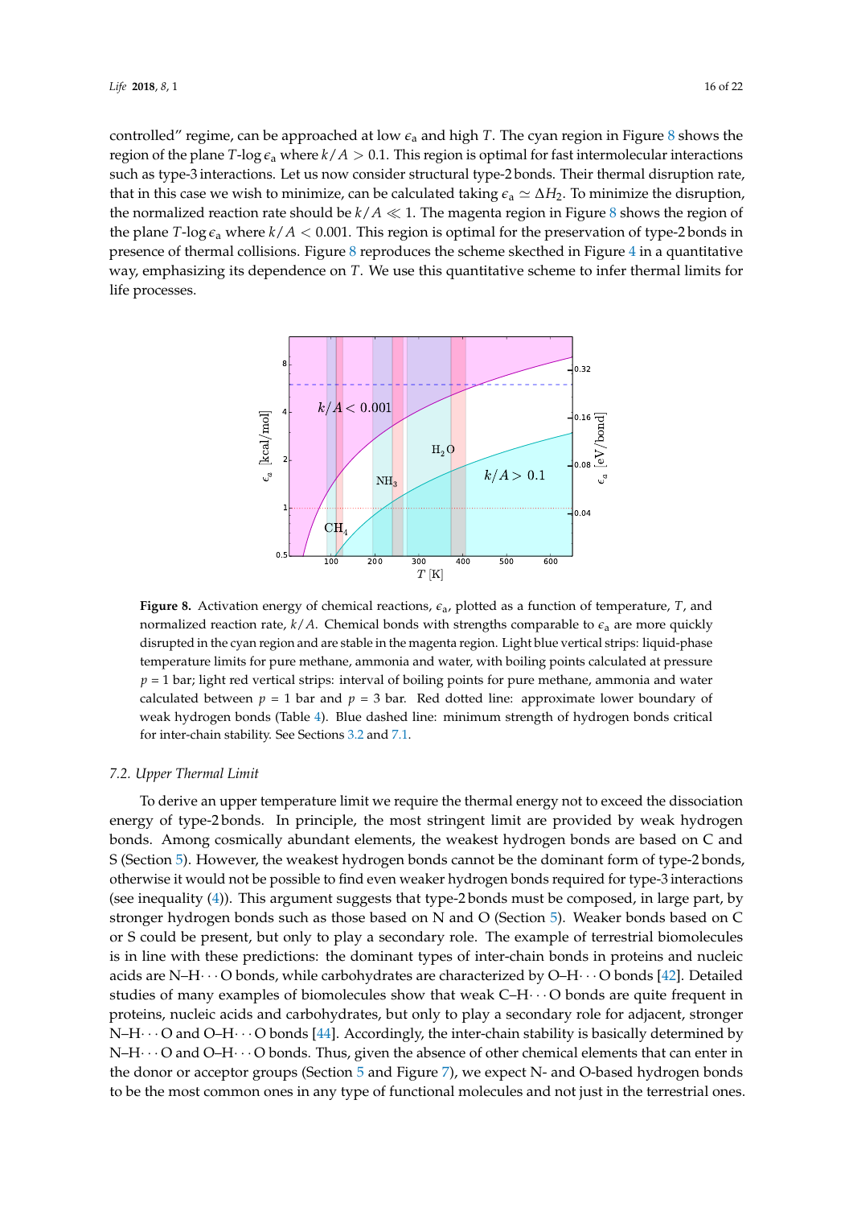controlled" regime, can be approached at low $\epsilon_a$ and high $T$. The cyan region in Figure 8 shows the region of the plane $T$-$\log \epsilon_a$ where $k/A > 0.1$. This region is optimal for fast intermolecular interactions such as type-3 interactions. Let us now consider structural type-2 bonds. Their thermal disruption rate, that in this case we wish to minimize, can be calculated taking $\epsilon_a \simeq \Delta H_2$. To minimize the disruption, the normalized reaction rate should be $k/A \ll 1$. The magenta region in Figure 8 shows the region of the plane $T$-$\log \epsilon_a$ where $k/A < 0.001$. This region is optimal for the preservation of type-2 bonds in presence of thermal collisions. Figure 8 reproduces the scheme skecthed in Figure 4 in a quantitative way, emphasizing its dependence on $T$. We use this quantitative scheme to infer thermal limits for life processes.

**Figure 8.** Activation energy of chemical reactions, $\epsilon_a$, plotted as a function of temperature, $T$, and normalized reaction rate, $k/A$. Chemical bonds with strengths comparable to $\epsilon_a$ are more quickly disrupted in the cyan region and are stable in the magenta region. Light blue vertical strips: liquid-phase temperature limits for pure methane, ammonia and water, with boiling points calculated at pressure $p = 1$ bar; light red vertical strips: interval of boiling points for pure methane, ammonia and water calculated between $p = 1$ bar and $p = 3$ bar. Red dotted line: approximate lower boundary of weak hydrogen bonds (Table 4). Blue dashed line: minimum strength of hydrogen bonds critical for inter-chain stability. See Sections 3.2 and 7.1.

### 7.2. Upper Thermal Limit

To derive an upper temperature limit we require the thermal energy not to exceed the dissociation energy of type-2 bonds. In principle, the most stringent limit are provided by weak hydrogen bonds. Among cosmically abundant elements, the weakest hydrogen bonds are based on C and S (Section 5). However, the weakest hydrogen bonds cannot be the dominant form of type-2 bonds, otherwise it would not be possible to find even weaker hydrogen bonds required for type-3 interactions (see inequality (4)). This argument suggests that type-2 bonds must be composed, in large part, by stronger hydrogen bonds such as those based on N and O (Section 5). Weaker bonds based on C or S could be present, but only to play a secondary role. The example of terrestrial biomolecules is in line with these predictions: the dominant types of inter-chain bonds in proteins and nucleic acids are N–H$\cdots$O bonds, while carbohydrates are characterized by O–H$\cdots$O bonds [42]. Detailed studies of many examples of biomolecules show that weak C–H$\cdots$O bonds are quite frequent in proteins, nucleic acids and carbohydrates, but only to play a secondary role for adjacent, stronger N–H$\cdots$O and O–H$\cdots$O bonds [44]. Accordingly, the inter-chain stability is basically determined by N–H$\cdots$O and O–H$\cdots$O bonds. Thus, given the absence of other chemical elements that can enter in the donor or acceptor groups (Section 5 and Figure 7), we expect N- and O-based hydrogen bonds to be the most common ones in any type of functional molecules and not just in the terrestrial ones.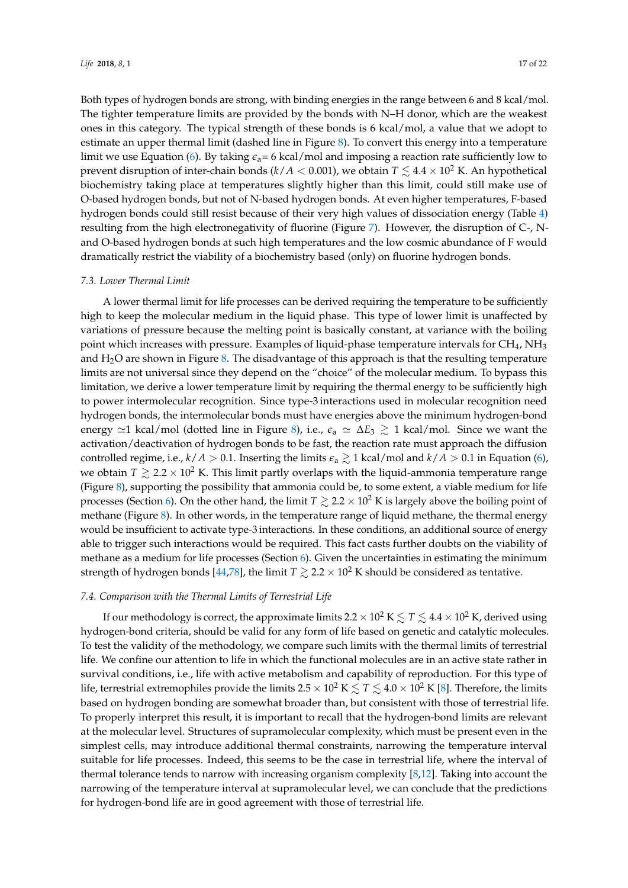Both types of hydrogen bonds are strong, with binding energies in the range between 6 and 8 kcal/mol. The tighter temperature limits are provided by the bonds with N–H donor, which are the weakest ones in this category. The typical strength of these bonds is 6 kcal/mol, a value that we adopt to estimate an upper thermal limit (dashed line in Figure 8). To convert this energy into a temperature limit we use Equation (6). By taking $\epsilon_a = 6$ kcal/mol and imposing a reaction rate sufficiently low to prevent disruption of inter-chain bonds ($k/A < 0.001$), we obtain $T \lesssim 4.4 \times 10^2$ K. An hypothetical biochemistry taking place at temperatures slightly higher than this limit, could still make use of O-based hydrogen bonds, but not of N-based hydrogen bonds. At even higher temperatures, F-based hydrogen bonds could still resist because of their very high values of dissociation energy (Table 4) resulting from the high electronegativity of fluorine (Figure 7). However, the disruption of C-, N- and O-based hydrogen bonds at such high temperatures and the low cosmic abundance of F would dramatically restrict the viability of a biochemistry based (only) on fluorine hydrogen bonds.

### 7.3. Lower Thermal Limit

A lower thermal limit for life processes can be derived requiring the temperature to be sufficiently high to keep the molecular medium in the liquid phase. This type of lower limit is unaffected by variations of pressure because the melting point is basically constant, at variance with the boiling point which increases with pressure. Examples of liquid-phase temperature intervals for $CH_4$, $NH_3$ and $H_2O$ are shown in Figure 8. The disadvantage of this approach is that the resulting temperature limits are not universal since they depend on the "choice" of the molecular medium. To bypass this limitation, we derive a lower temperature limit by requiring the thermal energy to be sufficiently high to power intermolecular recognition. Since type-3 interactions used in molecular recognition need hydrogen bonds, the intermolecular bonds must have energies above the minimum hydrogen-bond energy $\simeq$1 kcal/mol (dotted line in Figure 8), i.e., $\epsilon_a \simeq \Delta E_3 \gtrsim 1$ kcal/mol. Since we want the activation/deactivation of hydrogen bonds to be fast, the reaction rate must approach the diffusion controlled regime, i.e., $k/A > 0.1$. Inserting the limits $\epsilon_a \gtrsim 1$ kcal/mol and $k/A > 0.1$ in Equation (6), we obtain $T \gtrsim 2.2 \times 10^2$ K. This limit partly overlaps with the liquid-ammonia temperature range (Figure 8), supporting the possibility that ammonia could be, to some extent, a viable medium for life processes (Section 6). On the other hand, the limit $T \gtrsim 2.2 \times 10^2$ K is largely above the boiling point of methane (Figure 8). In other words, in the temperature range of liquid methane, the thermal energy would be insufficient to activate type-3 interactions. In these conditions, an additional source of energy able to trigger such interactions would be required. This fact casts further doubts on the viability of methane as a medium for life processes (Section 6). Given the uncertainties in estimating the minimum strength of hydrogen bonds [44,78], the limit $T \gtrsim 2.2 \times 10^2$ K should be considered as tentative.

### 7.4. Comparison with the Thermal Limits of Terrestrial Life

If our methodology is correct, the approximate limits $2.2 \times 10^2\ \mathrm{K} \lesssim T \lesssim 4.4 \times 10^2$ K, derived using hydrogen-bond criteria, should be valid for any form of life based on genetic and catalytic molecules. To test the validity of the methodology, we compare such limits with the thermal limits of terrestrial life. We confine our attention to life in which the functional molecules are in an active state rather in survival conditions, i.e., life with active metabolism and capability of reproduction. For this type of life, terrestrial extremophiles provide the limits $2.5 \times 10^2\ \mathrm{K} \lesssim T \lesssim 4.0 \times 10^2$ K [8]. Therefore, the limits based on hydrogen bonding are somewhat broader than, but consistent with those of terrestrial life. To properly interpret this result, it is important to recall that the hydrogen-bond limits are relevant at the molecular level. Structures of supramolecular complexity, which must be present even in the simplest cells, may introduce additional thermal constraints, narrowing the temperature interval suitable for life processes. Indeed, this seems to be the case in terrestrial life, where the interval of thermal tolerance tends to narrow with increasing organism complexity [8,12]. Taking into account the narrowing of the temperature interval at supramolecular level, we can conclude that the predictions for hydrogen-bond life are in good agreement with those of terrestrial life.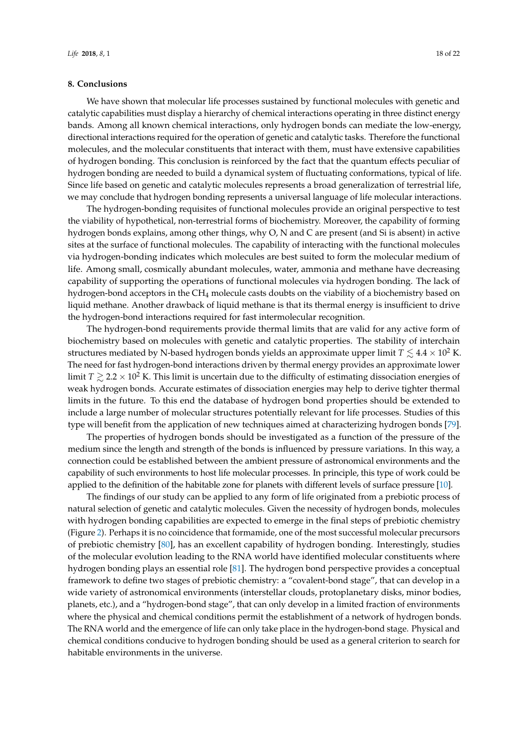## 8. Conclusions

We have shown that molecular life processes sustained by functional molecules with genetic and catalytic capabilities must display a hierarchy of chemical interactions operating in three distinct energy bands. Among all known chemical interactions, only hydrogen bonds can mediate the low-energy, directional interactions required for the operation of genetic and catalytic tasks. Therefore the functional molecules, and the molecular constituents that interact with them, must have extensive capabilities of hydrogen bonding. This conclusion is reinforced by the fact that the quantum effects peculiar of hydrogen bonding are needed to build a dynamical system of fluctuating conformations, typical of life. Since life based on genetic and catalytic molecules represents a broad generalization of terrestrial life, we may conclude that hydrogen bonding represents a universal language of life molecular interactions.

The hydrogen-bonding requisites of functional molecules provide an original perspective to test the viability of hypothetical, non-terrestrial forms of biochemistry. Moreover, the capability of forming hydrogen bonds explains, among other things, why O, N and C are present (and Si is absent) in active sites at the surface of functional molecules. The capability of interacting with the functional molecules via hydrogen-bonding indicates which molecules are best suited to form the molecular medium of life. Among small, cosmically abundant molecules, water, ammonia and methane have decreasing capability of supporting the operations of functional molecules via hydrogen bonding. The lack of hydrogen-bond acceptors in the $CH_4$ molecule casts doubts on the viability of a biochemistry based on liquid methane. Another drawback of liquid methane is that its thermal energy is insufficient to drive the hydrogen-bond interactions required for fast intermolecular recognition.

The hydrogen-bond requirements provide thermal limits that are valid for any active form of biochemistry based on molecules with genetic and catalytic properties. The stability of interchain structures mediated by N-based hydrogen bonds yields an approximate upper limit $T \lesssim 4.4 \times 10^2$ K. The need for fast hydrogen-bond interactions driven by thermal energy provides an approximate lower limit $T \gtrsim 2.2 \times 10^2$ K. This limit is uncertain due to the difficulty of estimating dissociation energies of weak hydrogen bonds. Accurate estimates of dissociation energies may help to derive tighter thermal limits in the future. To this end the database of hydrogen bond properties should be extended to include a large number of molecular structures potentially relevant for life processes. Studies of this type will benefit from the application of new techniques aimed at characterizing hydrogen bonds [79].

The properties of hydrogen bonds should be investigated as a function of the pressure of the medium since the length and strength of the bonds is influenced by pressure variations. In this way, a connection could be established between the ambient pressure of astronomical environments and the capability of such environments to host life molecular processes. In principle, this type of work could be applied to the definition of the habitable zone for planets with different levels of surface pressure [10].

The findings of our study can be applied to any form of life originated from a prebiotic process of natural selection of genetic and catalytic molecules. Given the necessity of hydrogen bonds, molecules with hydrogen bonding capabilities are expected to emerge in the final steps of prebiotic chemistry (Figure 2). Perhaps it is no coincidence that formamide, one of the most successful molecular precursors of prebiotic chemistry [80], has an excellent capability of hydrogen bonding. Interestingly, studies of the molecular evolution leading to the RNA world have identified molecular constituents where hydrogen bonding plays an essential role [81]. The hydrogen bond perspective provides a conceptual framework to define two stages of prebiotic chemistry: a "covalent-bond stage", that can develop in a wide variety of astronomical environments (interstellar clouds, protoplanetary disks, minor bodies, planets, etc.), and a "hydrogen-bond stage", that can only develop in a limited fraction of environments where the physical and chemical conditions permit the establishment of a network of hydrogen bonds. The RNA world and the emergence of life can only take place in the hydrogen-bond stage. Physical and chemical conditions conducive to hydrogen bonding should be used as a general criterion to search for habitable environments in the universe.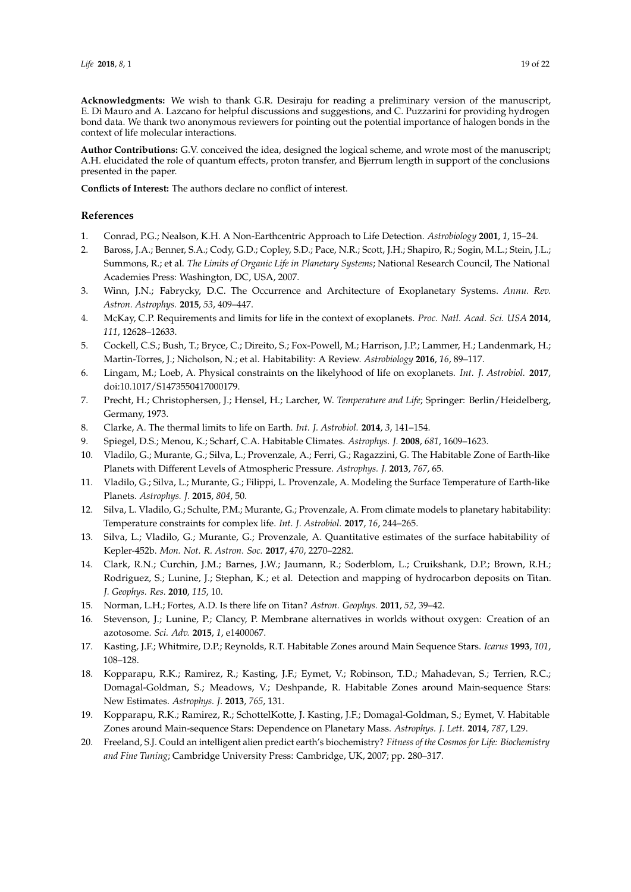**Acknowledgments:** We wish to thank G.R. Desiraju for reading a preliminary version of the manuscript, E. Di Mauro and A. Lazcano for helpful discussions and suggestions, and C. Puzzarini for providing hydrogen bond data. We thank two anonymous reviewers for pointing out the potential importance of halogen bonds in the context of life molecular interactions.

**Author Contributions:** G.V. conceived the idea, designed the logical scheme, and wrote most of the manuscript; A.H. elucidated the role of quantum effects, proton transfer, and Bjerrum length in support of the conclusions presented in the paper.

**Conflicts of Interest:** The authors declare no conflict of interest.

## References

1. Conrad, P.G.; Nealson, K.H. A Non-Earthcentric Approach to Life Detection. *Astrobiology* **2001**, *1*, 15–24.
2. Baross, J.A.; Benner, S.A.; Cody, G.D.; Copley, S.D.; Pace, N.R.; Scott, J.H.; Shapiro, R.; Sogin, M.L.; Stein, J.L.; Summons, R.; et al. *The Limits of Organic Life in Planetary Systems*; National Research Council, The National Academies Press: Washington, DC, USA, 2007.
3. Winn, J.N.; Fabrycky, D.C. The Occurrence and Architecture of Exoplanetary Systems. *Annu. Rev. Astron. Astrophys.* **2015**, *53*, 409–447.
4. McKay, C.P. Requirements and limits for life in the context of exoplanets. *Proc. Natl. Acad. Sci. USA* **2014**, *111*, 12628–12633.
5. Cockell, C.S.; Bush, T.; Bryce, C.; Direito, S.; Fox-Powell, M.; Harrison, J.P.; Lammer, H.; Landenmark, H.; Martin-Torres, J.; Nicholson, N.; et al. Habitability: A Review. *Astrobiology* **2016**, *16*, 89–117.
6. Lingam, M.; Loeb, A. Physical constraints on the likelyhood of life on exoplanets. *Int. J. Astrobiol.* **2017**, doi:10.1017/S1473550417000179.
7. Precht, H.; Christophersen, J.; Hensel, H.; Larcher, W. *Temperature and Life*; Springer: Berlin/Heidelberg, Germany, 1973.
8. Clarke, A. The thermal limits to life on Earth. *Int. J. Astrobiol.* **2014**, *3*, 141–154.
9. Spiegel, D.S.; Menou, K.; Scharf, C.A. Habitable Climates. *Astrophys. J.* **2008**, *681*, 1609–1623.
10. Vladilo, G.; Murante, G.; Silva, L.; Provenzale, A.; Ferri, G.; Ragazzini, G. The Habitable Zone of Earth-like Planets with Different Levels of Atmospheric Pressure. *Astrophys. J.* **2013**, *767*, 65.
11. Vladilo, G.; Silva, L.; Murante, G.; Filippi, L. Provenzale, A. Modeling the Surface Temperature of Earth-like Planets. *Astrophys. J.* **2015**, *804*, 50.
12. Silva, L. Vladilo, G.; Schulte, P.M.; Murante, G.; Provenzale, A. From climate models to planetary habitability: Temperature constraints for complex life. *Int. J. Astrobiol.* **2017**, *16*, 244–265.
13. Silva, L.; Vladilo, G.; Murante, G.; Provenzale, A. Quantitative estimates of the surface habitability of Kepler-452b. *Mon. Not. R. Astron. Soc.* **2017**, *470*, 2270–2282.
14. Clark, R.N.; Curchin, J.M.; Barnes, J.W.; Jaumann, R.; Soderblom, L.; Cruikshank, D.P.; Brown, R.H.; Rodriguez, S.; Lunine, J.; Stephan, K.; et al. Detection and mapping of hydrocarbon deposits on Titan. *J. Geophys. Res.* **2010**, *115*, 10.
15. Norman, L.H.; Fortes, A.D. Is there life on Titan? *Astron. Geophys.* **2011**, *52*, 39–42.
16. Stevenson, J.; Lunine, P.; Clancy, P. Membrane alternatives in worlds without oxygen: Creation of an azotosome. *Sci. Adv.* **2015**, *1*, e1400067.
17. Kasting, J.F.; Whitmire, D.P.; Reynolds, R.T. Habitable Zones around Main Sequence Stars. *Icarus* **1993**, *101*, 108–128.
18. Kopparapu, R.K.; Ramirez, R.; Kasting, J.F.; Eymet, V.; Robinson, T.D.; Mahadevan, S.; Terrien, R.C.; Domagal-Goldman, S.; Meadows, V.; Deshpande, R. Habitable Zones around Main-sequence Stars: New Estimates. *Astrophys. J.* **2013**, *765*, 131.
19. Kopparapu, R.K.; Ramirez, R.; SchottelKotte, J. Kasting, J.F.; Domagal-Goldman, S.; Eymet, V. Habitable Zones around Main-sequence Stars: Dependence on Planetary Mass. *Astrophys. J. Lett.* **2014**, *787*, L29.
20. Freeland, S.J. Could an intelligent alien predict earth's biochemistry? *Fitness of the Cosmos for Life: Biochemistry and Fine Tuning*; Cambridge University Press: Cambridge, UK, 2007; pp. 280–317.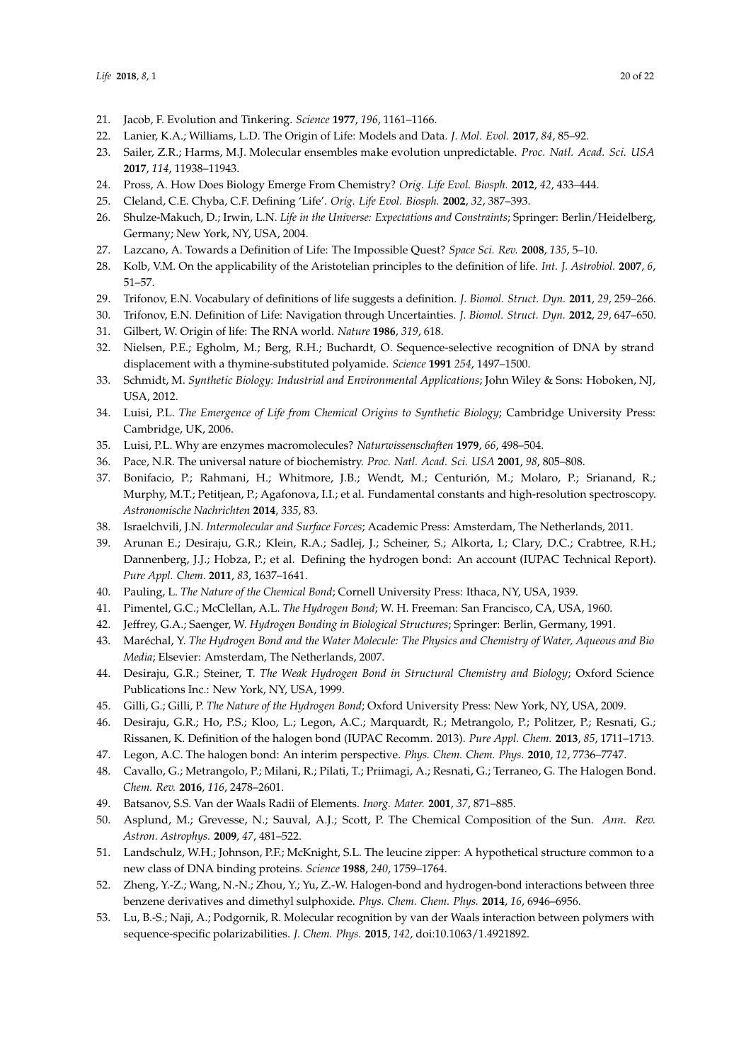21. Jacob, F. Evolution and Tinkering. *Science* **1977**, *196*, 1161–1166.
22. Lanier, K.A.; Williams, L.D. The Origin of Life: Models and Data. *J. Mol. Evol.* **2017**, *84*, 85–92.
23. Sailer, Z.R.; Harms, M.J. Molecular ensembles make evolution unpredictable. *Proc. Natl. Acad. Sci. USA* **2017**, *114*, 11938–11943.
24. Pross, A. How Does Biology Emerge From Chemistry? *Orig. Life Evol. Biosph.* **2012**, *42*, 433–444.
25. Cleland, C.E. Chyba, C.F. Defining 'Life'. *Orig. Life Evol. Biosph.* **2002**, *32*, 387–393.
26. Shulze-Makuch, D.; Irwin, L.N. *Life in the Universe: Expectations and Constraints*; Springer: Berlin/Heidelberg, Germany; New York, NY, USA, 2004.
27. Lazcano, A. Towards a Definition of Life: The Impossible Quest? *Space Sci. Rev.* **2008**, *135*, 5–10.
28. Kolb, V.M. On the applicability of the Aristotelian principles to the definition of life. *Int. J. Astrobiol.* **2007**, *6*, 51–57.
29. Trifonov, E.N. Vocabulary of definitions of life suggests a definition. *J. Biomol. Struct. Dyn.* **2011**, *29*, 259–266.
30. Trifonov, E.N. Definition of Life: Navigation through Uncertainties. *J. Biomol. Struct. Dyn.* **2012**, *29*, 647–650.
31. Gilbert, W. Origin of life: The RNA world. *Nature* **1986**, *319*, 618.
32. Nielsen, P.E.; Egholm, M.; Berg, R.H.; Buchardt, O. Sequence-selective recognition of DNA by strand displacement with a thymine-substituted polyamide. *Science* **1991** *254*, 1497–1500.
33. Schmidt, M. *Synthetic Biology: Industrial and Environmental Applications*; John Wiley & Sons: Hoboken, NJ, USA, 2012.
34. Luisi, P.L. *The Emergence of Life from Chemical Origins to Synthetic Biology*; Cambridge University Press: Cambridge, UK, 2006.
35. Luisi, P.L. Why are enzymes macromolecules? *Naturwissenschaften* **1979**, *66*, 498–504.
36. Pace, N.R. The universal nature of biochemistry. *Proc. Natl. Acad. Sci. USA* **2001**, *98*, 805–808.
37. Bonifacio, P.; Rahmani, H.; Whitmore, J.B.; Wendt, M.; Centurión, M.; Molaro, P.; Srianand, R.; Murphy, M.T.; Petitjean, P.; Agafonova, I.I.; et al. Fundamental constants and high-resolution spectroscopy. *Astronomische Nachrichten* **2014**, *335*, 83.
38. Israelchvili, J.N. *Intermolecular and Surface Forces*; Academic Press: Amsterdam, The Netherlands, 2011.
39. Arunan E.; Desiraju, G.R.; Klein, R.A.; Sadlej, J.; Scheiner, S.; Alkorta, I.; Clary, D.C.; Crabtree, R.H.; Dannenberg, J.J.; Hobza, P.; et al. Defining the hydrogen bond: An account (IUPAC Technical Report). *Pure Appl. Chem.* **2011**, *83*, 1637–1641.
40. Pauling, L. *The Nature of the Chemical Bond*; Cornell University Press: Ithaca, NY, USA, 1939.
41. Pimentel, G.C.; McClellan, A.L. *The Hydrogen Bond*; W. H. Freeman: San Francisco, CA, USA, 1960.
42. Jeffrey, G.A.; Saenger, W. *Hydrogen Bonding in Biological Structures*; Springer: Berlin, Germany, 1991.
43. Maréchal, Y. *The Hydrogen Bond and the Water Molecule: The Physics and Chemistry of Water, Aqueous and Bio Media*; Elsevier: Amsterdam, The Netherlands, 2007.
44. Desiraju, G.R.; Steiner, T. *The Weak Hydrogen Bond in Structural Chemistry and Biology*; Oxford Science Publications Inc.: New York, NY, USA, 1999.
45. Gilli, G.; Gilli, P. *The Nature of the Hydrogen Bond*; Oxford University Press: New York, NY, USA, 2009.
46. Desiraju, G.R.; Ho, P.S.; Kloo, L.; Legon, A.C.; Marquardt, R.; Metrangolo, P.; Politzer, P.; Resnati, G.; Rissanen, K. Definition of the halogen bond (IUPAC Recomm. 2013). *Pure Appl. Chem.* **2013**, *85*, 1711–1713.
47. Legon, A.C. The halogen bond: An interim perspective. *Phys. Chem. Chem. Phys.* **2010**, *12*, 7736–7747.
48. Cavallo, G.; Metrangolo, P.; Milani, R.; Pilati, T.; Priimagi, A.; Resnati, G.; Terraneo, G. The Halogen Bond. *Chem. Rev.* **2016**, *116*, 2478–2601.
49. Batsanov, S.S. Van der Waals Radii of Elements. *Inorg. Mater.* **2001**, *37*, 871–885.
50. Asplund, M.; Grevesse, N.; Sauval, A.J.; Scott, P. The Chemical Composition of the Sun. *Ann. Rev. Astron. Astrophys.* **2009**, *47*, 481–522.
51. Landschulz, W.H.; Johnson, P.F.; McKnight, S.L. The leucine zipper: A hypothetical structure common to a new class of DNA binding proteins. *Science* **1988**, *240*, 1759–1764.
52. Zheng, Y.-Z.; Wang, N.-N.; Zhou, Y.; Yu, Z.-W. Halogen-bond and hydrogen-bond interactions between three benzene derivatives and dimethyl sulphoxide. *Phys. Chem. Chem. Phys.* **2014**, *16*, 6946–6956.
53. Lu, B.-S.; Naji, A.; Podgornik, R. Molecular recognition by van der Waals interaction between polymers with sequence-specific polarizabilities. *J. Chem. Phys.* **2015**, *142*, doi:10.1063/1.4921892.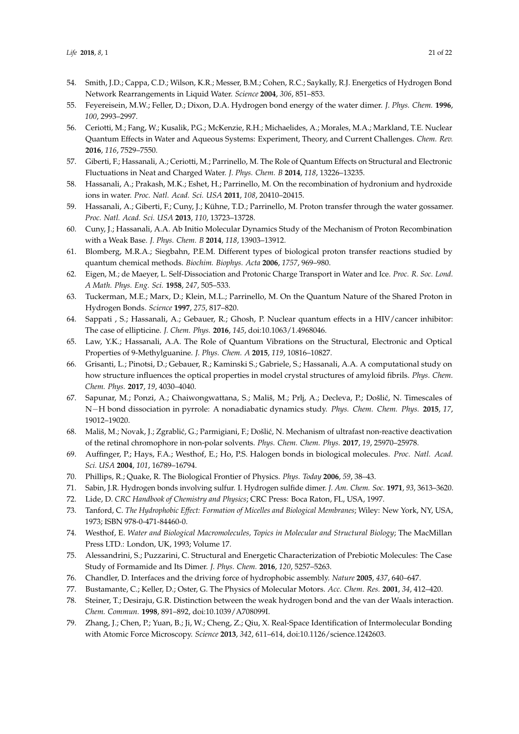54. Smith, J.D.; Cappa, C.D.; Wilson, K.R.; Messer, B.M.; Cohen, R.C.; Saykally, R.J. Energetics of Hydrogen Bond Network Rearrangements in Liquid Water. *Science* **2004**, *306*, 851–853.
55. Feyereisein, M.W.; Feller, D.; Dixon, D.A. Hydrogen bond energy of the water dimer. *J. Phys. Chem.* **1996**, *100*, 2993–2997.
56. Ceriotti, M.; Fang, W.; Kusalik, P.G.; McKenzie, R.H.; Michaelides, A.; Morales, M.A.; Markland, T.E. Nuclear Quantum Effects in Water and Aqueous Systems: Experiment, Theory, and Current Challenges. *Chem. Rev.* **2016**, *116*, 7529–7550.
57. Giberti, F.; Hassanali, A.; Ceriotti, M.; Parrinello, M. The Role of Quantum Effects on Structural and Electronic Fluctuations in Neat and Charged Water. *J. Phys. Chem. B* **2014**, *118*, 13226–13235.
58. Hassanali, A.; Prakash, M.K.; Eshet, H.; Parrinello, M. On the recombination of hydronium and hydroxide ions in water. *Proc. Natl. Acad. Sci. USA* **2011**, *108*, 20410–20415.
59. Hassanali, A.; Giberti, F.; Cuny, J.; Kühne, T.D.; Parrinello, M. Proton transfer through the water gossamer. *Proc. Natl. Acad. Sci. USA* **2013**, *110*, 13723–13728.
60. Cuny, J.; Hassanali, A.A. Ab Initio Molecular Dynamics Study of the Mechanism of Proton Recombination with a Weak Base. *J. Phys. Chem. B* **2014**, *118*, 13903–13912.
61. Blomberg, M.R.A.; Siegbahn, P.E.M. Different types of biological proton transfer reactions studied by quantum chemical methods. *Biochim. Biophys. Acta* **2006**, *1757*, 969–980.
62. Eigen, M.; de Maeyer, L. Self-Dissociation and Protonic Charge Transport in Water and Ice. *Proc. R. Soc. Lond. A Math. Phys. Eng. Sci.* **1958**, *247*, 505–533.
63. Tuckerman, M.E.; Marx, D.; Klein, M.L.; Parrinello, M. On the Quantum Nature of the Shared Proton in Hydrogen Bonds. *Science* **1997**, *275*, 817–820.
64. Sappati , S.; Hassanali, A.; Gebauer, R.; Ghosh, P. Nuclear quantum effects in a HIV/cancer inhibitor: The case of ellipticine. *J. Chem. Phys.* **2016**, *145*, doi:10.1063/1.4968046.
65. Law, Y.K.; Hassanali, A.A. The Role of Quantum Vibrations on the Structural, Electronic and Optical Properties of 9-Methylguanine. *J. Phys. Chem. A* **2015**, *119*, 10816–10827.
66. Grisanti, L.; Pinotsi, D.; Gebauer, R.; Kaminski S.; Gabriele, S.; Hassanali, A.A. A computational study on how structure influences the optical properties in model crystal structures of amyloid fibrils. *Phys. Chem. Chem. Phys.* **2017**, *19*, 4030–4040.
67. Sapunar, M.; Ponzi, A.; Chaiwongwattana, S.; Mališ, M.; Prlj, A.; Decleva, P.; Došlić, N. Timescales of N−H bond dissociation in pyrrole: A nonadiabatic dynamics study. *Phys. Chem. Chem. Phys.* **2015**, *17*, 19012–19020.
68. Mališ, M.; Novak, J.; Zgrablić, G.; Parmigiani, F.; Došlić, N. Mechanism of ultrafast non-reactive deactivation of the retinal chromophore in non-polar solvents. *Phys. Chem. Chem. Phys.* **2017**, *19*, 25970–25978.
69. Auffinger, P.; Hays, F.A.; Westhof, E.; Ho, P.S. Halogen bonds in biological molecules. *Proc. Natl. Acad. Sci. USA* **2004**, *101*, 16789–16794.
70. Phillips, R.; Quake, R. The Biological Frontier of Physics. *Phys. Today* **2006**, *59*, 38–43.
71. Sabin, J.R. Hydrogen bonds involving sulfur. I. Hydrogen sulfide dimer. *J. Am. Chem. Soc.* **1971**, *93*, 3613–3620.
72. Lide, D. *CRC Handbook of Chemistry and Physics*; CRC Press: Boca Raton, FL, USA, 1997.
73. Tanford, C. *The Hydrophobic Effect: Formation of Micelles and Biological Membranes*; Wiley: New York, NY, USA, 1973; ISBN 978-0-471-84460-0.
74. Westhof, E. *Water and Biological Macromolecules, Topics in Molecular and Structural Biology*; The MacMillan Press LTD.: London, UK, 1993; Volume 17.
75. Alessandrini, S.; Puzzarini, C. Structural and Energetic Characterization of Prebiotic Molecules: The Case Study of Formamide and Its Dimer. *J. Phys. Chem.* **2016**, *120*, 5257–5263.
76. Chandler, D. Interfaces and the driving force of hydrophobic assembly. *Nature* **2005**, *437*, 640–647.
77. Bustamante, C.; Keller, D.; Oster, G. The Physics of Molecular Motors. *Acc. Chem. Res.* **2001**, *34*, 412–420.
78. Steiner, T.; Desiraju, G.R. Distinction between the weak hydrogen bond and the van der Waals interaction. *Chem. Commun.* **1998**, 891–892, doi:10.1039/A708099I.
79. Zhang, J.; Chen, P.; Yuan, B.; Ji, W.; Cheng, Z.; Qiu, X. Real-Space Identification of Intermolecular Bonding with Atomic Force Microscopy. *Science* **2013**, *342*, 611–614, doi:10.1126/science.1242603.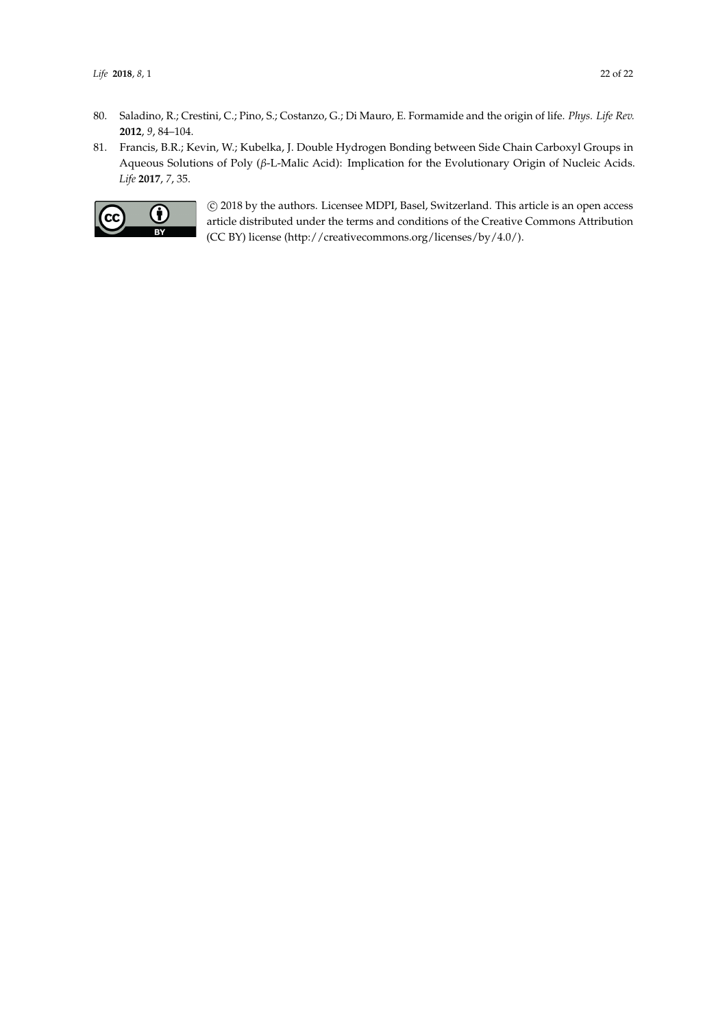80. Saladino, R.; Crestini, C.; Pino, S.; Costanzo, G.; Di Mauro, E. Formamide and the origin of life. *Phys. Life Rev.* **2012**, *9*, 84–104.
81. Francis, B.R.; Kevin, W.; Kubelka, J. Double Hydrogen Bonding between Side Chain Carboxyl Groups in Aqueous Solutions of Poly ($\beta$-L-Malic Acid): Implication for the Evolutionary Origin of Nucleic Acids. *Life* **2017**, *7*, 35.

© 2018 by the authors. Licensee MDPI, Basel, Switzerland. This article is an open access article distributed under the terms and conditions of the Creative Commons Attribution (CC BY) license (http://creativecommons.org/licenses/by/4.0/).